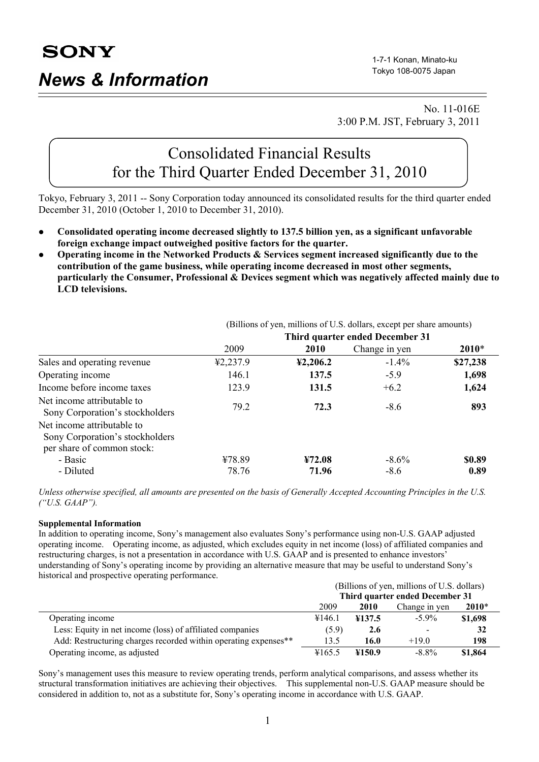**SONY**

# News & Information

1-7-1 Konan, Minato-ku
Tokyo 108-0075 Japan

No. 11-016E
3:00 P.M. JST, February 3, 2011

## Consolidated Financial Results for the Third Quarter Ended December 31, 2010

Tokyo, February 3, 2011 -- Sony Corporation today announced its consolidated results for the third quarter ended December 31, 2010 (October 1, 2010 to December 31, 2010).

- **Consolidated operating income decreased slightly to 137.5 billion yen, as a significant unfavorable foreign exchange impact outweighed positive factors for the quarter.**
- **Operating income in the Networked Products & Services segment increased significantly due to the contribution of the game business, while operating income decreased in most other segments, particularly the Consumer, Professional & Devices segment which was negatively affected mainly due to LCD televisions.**

(Billions of yen, millions of U.S. dollars, except per share amounts)

| | Third quarter ended December 31 | | | |
|---|---|---|---|---|
| | 2009 | **2010** | Change in yen | **2010*** |
| Sales and operating revenue | ¥2,237.9 | **¥2,206.2** | -1.4% | **$27,238** |
| Operating income | 146.1 | **137.5** | -5.9 | **1,698** |
| Income before income taxes | 123.9 | **131.5** | +6.2 | **1,624** |
| Net income attributable to Sony Corporation's stockholders | 79.2 | **72.3** | -8.6 | **893** |
| Net income attributable to Sony Corporation's stockholders per share of common stock: | | | | |
| - Basic | ¥78.89 | **¥72.08** | -8.6% | **$0.89** |
| - Diluted | 78.76 | **71.96** | -8.6 | **0.89** |

*Unless otherwise specified, all amounts are presented on the basis of Generally Accepted Accounting Principles in the U.S. ("U.S. GAAP").*

**Supplemental Information**

In addition to operating income, Sony's management also evaluates Sony's performance using non-U.S. GAAP adjusted operating income. Operating income, as adjusted, which excludes equity in net income (loss) of affiliated companies and restructuring charges, is not a presentation in accordance with U.S. GAAP and is presented to enhance investors' understanding of Sony's operating income by providing an alternative measure that may be useful to understand Sony's historical and prospective operating performance.

(Billions of yen, millions of U.S. dollars)

| | Third quarter ended December 31 | | | |
|---|---|---|---|---|
| | 2009 | **2010** | Change in yen | **2010*** |
| Operating income | ¥146.1 | **¥137.5** | -5.9% | **$1,698** |
| Less: Equity in net income (loss) of affiliated companies | (5.9) | **2.6** | - | **32** |
| Add: Restructuring charges recorded within operating expenses** | 13.5 | **16.0** | +19.0 | **198** |
| Operating income, as adjusted | ¥165.5 | **¥150.9** | -8.8% | **$1,864** |

Sony's management uses this measure to review operating trends, perform analytical comparisons, and assess whether its structural transformation initiatives are achieving their objectives. This supplemental non-U.S. GAAP measure should be considered in addition to, not as a substitute for, Sony's operating income in accordance with U.S. GAAP.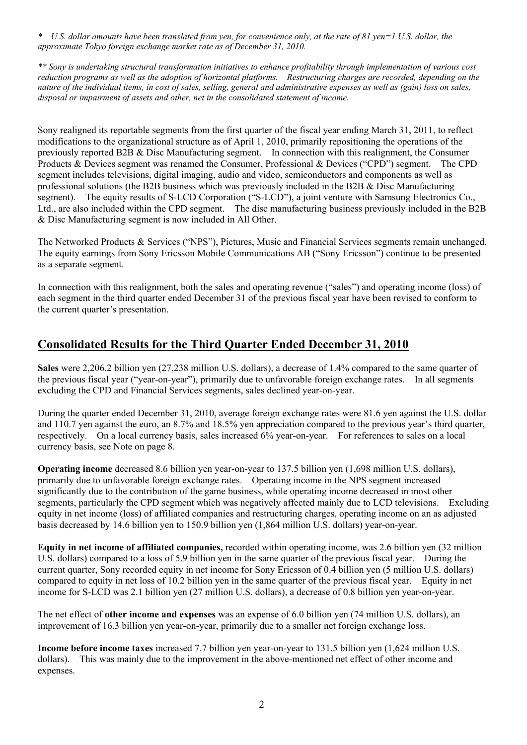*\*  U.S. dollar amounts have been translated from yen, for convenience only, at the rate of 81 yen=1 U.S. dollar, the approximate Tokyo foreign exchange market rate as of December 31, 2010.*

*\*\* Sony is undertaking structural transformation initiatives to enhance profitability through implementation of various cost reduction programs as well as the adoption of horizontal platforms. Restructuring charges are recorded, depending on the nature of the individual items, in cost of sales, selling, general and administrative expenses as well as (gain) loss on sales, disposal or impairment of assets and other, net in the consolidated statement of income.*

Sony realigned its reportable segments from the first quarter of the fiscal year ending March 31, 2011, to reflect modifications to the organizational structure as of April 1, 2010, primarily repositioning the operations of the previously reported B2B & Disc Manufacturing segment. In connection with this realignment, the Consumer Products & Devices segment was renamed the Consumer, Professional & Devices ("CPD") segment. The CPD segment includes televisions, digital imaging, audio and video, semiconductors and components as well as professional solutions (the B2B business which was previously included in the B2B & Disc Manufacturing segment). The equity results of S-LCD Corporation ("S-LCD"), a joint venture with Samsung Electronics Co., Ltd., are also included within the CPD segment. The disc manufacturing business previously included in the B2B & Disc Manufacturing segment is now included in All Other.

The Networked Products & Services ("NPS"), Pictures, Music and Financial Services segments remain unchanged. The equity earnings from Sony Ericsson Mobile Communications AB ("Sony Ericsson") continue to be presented as a separate segment.

In connection with this realignment, both the sales and operating revenue ("sales") and operating income (loss) of each segment in the third quarter ended December 31 of the previous fiscal year have been revised to conform to the current quarter's presentation.

## Consolidated Results for the Third Quarter Ended December 31, 2010

**Sales** were 2,206.2 billion yen (27,238 million U.S. dollars), a decrease of 1.4% compared to the same quarter of the previous fiscal year ("year-on-year"), primarily due to unfavorable foreign exchange rates. In all segments excluding the CPD and Financial Services segments, sales declined year-on-year.

During the quarter ended December 31, 2010, average foreign exchange rates were 81.6 yen against the U.S. dollar and 110.7 yen against the euro, an 8.7% and 18.5% yen appreciation compared to the previous year's third quarter, respectively. On a local currency basis, sales increased 6% year-on-year. For references to sales on a local currency basis, see Note on page 8.

**Operating income** decreased 8.6 billion yen year-on-year to 137.5 billion yen (1,698 million U.S. dollars), primarily due to unfavorable foreign exchange rates. Operating income in the NPS segment increased significantly due to the contribution of the game business, while operating income decreased in most other segments, particularly the CPD segment which was negatively affected mainly due to LCD televisions. Excluding equity in net income (loss) of affiliated companies and restructuring charges, operating income on an as adjusted basis decreased by 14.6 billion yen to 150.9 billion yen (1,864 million U.S. dollars) year-on-year.

**Equity in net income of affiliated companies,** recorded within operating income, was 2.6 billion yen (32 million U.S. dollars) compared to a loss of 5.9 billion yen in the same quarter of the previous fiscal year. During the current quarter, Sony recorded equity in net income for Sony Ericsson of 0.4 billion yen (5 million U.S. dollars) compared to equity in net loss of 10.2 billion yen in the same quarter of the previous fiscal year. Equity in net income for S-LCD was 2.1 billion yen (27 million U.S. dollars), a decrease of 0.8 billion yen year-on-year.

The net effect of **other income and expenses** was an expense of 6.0 billion yen (74 million U.S. dollars), an improvement of 16.3 billion yen year-on-year, primarily due to a smaller net foreign exchange loss.

**Income before income taxes** increased 7.7 billion yen year-on-year to 131.5 billion yen (1,624 million U.S. dollars). This was mainly due to the improvement in the above-mentioned net effect of other income and expenses.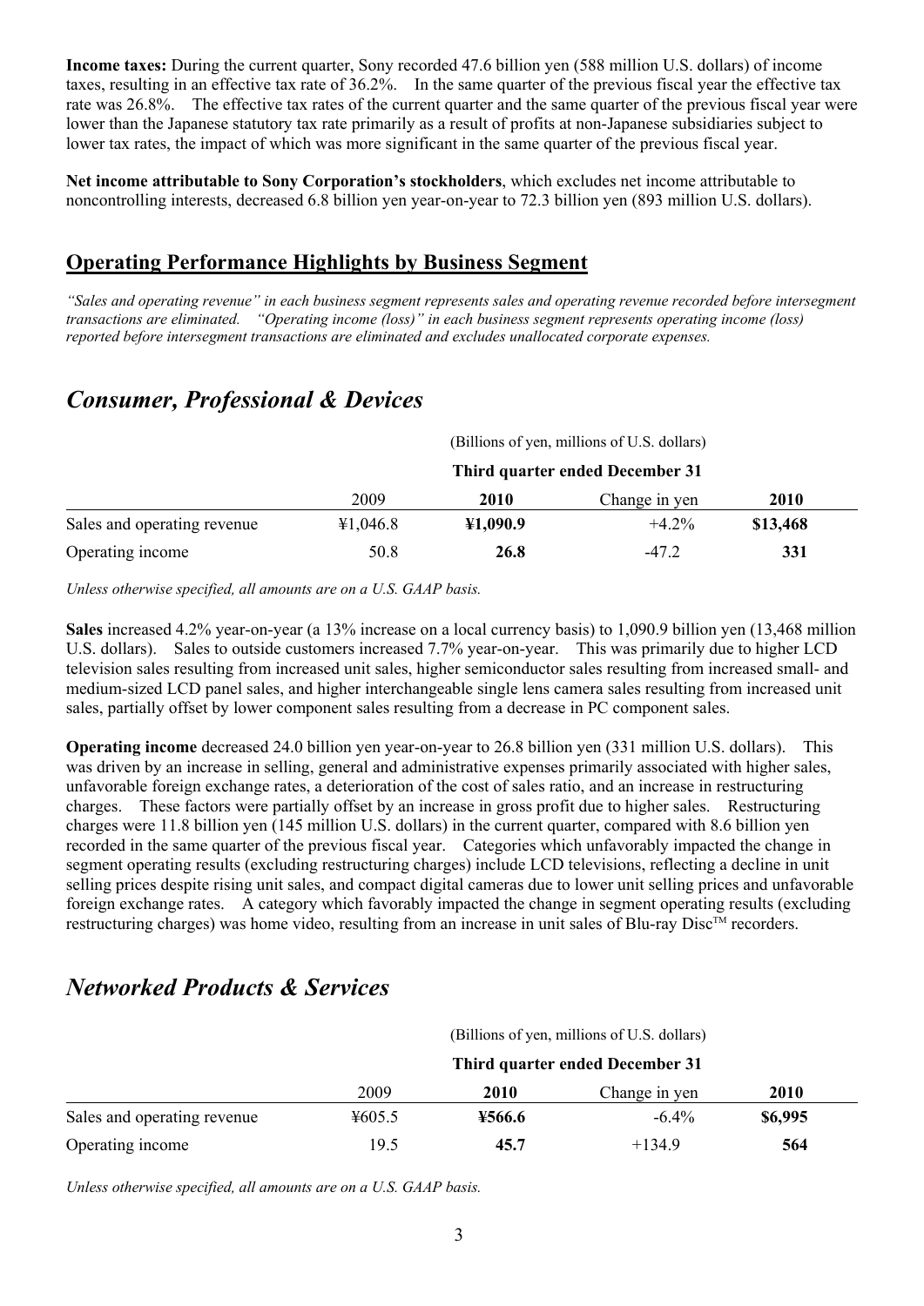**Income taxes:** During the current quarter, Sony recorded 47.6 billion yen (588 million U.S. dollars) of income taxes, resulting in an effective tax rate of 36.2%. In the same quarter of the previous fiscal year the effective tax rate was 26.8%. The effective tax rates of the current quarter and the same quarter of the previous fiscal year were lower than the Japanese statutory tax rate primarily as a result of profits at non-Japanese subsidiaries subject to lower tax rates, the impact of which was more significant in the same quarter of the previous fiscal year.

**Net income attributable to Sony Corporation's stockholders**, which excludes net income attributable to noncontrolling interests, decreased 6.8 billion yen year-on-year to 72.3 billion yen (893 million U.S. dollars).

## Operating Performance Highlights by Business Segment

*"Sales and operating revenue" in each business segment represents sales and operating revenue recorded before intersegment transactions are eliminated. "Operating income (loss)" in each business segment represents operating income (loss) reported before intersegment transactions are eliminated and excludes unallocated corporate expenses.*

## *Consumer, Professional & Devices*

| | (Billions of yen, millions of U.S. dollars) | | | |
|---|---|---|---|---|
| | **Third quarter ended December 31** | | | |
| | 2009 | **2010** | Change in yen | **2010** |
| Sales and operating revenue | ¥1,046.8 | **¥1,090.9** | +4.2% | **$13,468** |
| Operating income | 50.8 | **26.8** | -47.2 | **331** |

*Unless otherwise specified, all amounts are on a U.S. GAAP basis.*

**Sales** increased 4.2% year-on-year (a 13% increase on a local currency basis) to 1,090.9 billion yen (13,468 million U.S. dollars). Sales to outside customers increased 7.7% year-on-year. This was primarily due to higher LCD television sales resulting from increased unit sales, higher semiconductor sales resulting from increased small- and medium-sized LCD panel sales, and higher interchangeable single lens camera sales resulting from increased unit sales, partially offset by lower component sales resulting from a decrease in PC component sales.

**Operating income** decreased 24.0 billion yen year-on-year to 26.8 billion yen (331 million U.S. dollars). This was driven by an increase in selling, general and administrative expenses primarily associated with higher sales, unfavorable foreign exchange rates, a deterioration of the cost of sales ratio, and an increase in restructuring charges. These factors were partially offset by an increase in gross profit due to higher sales. Restructuring charges were 11.8 billion yen (145 million U.S. dollars) in the current quarter, compared with 8.6 billion yen recorded in the same quarter of the previous fiscal year. Categories which unfavorably impacted the change in segment operating results (excluding restructuring charges) include LCD televisions, reflecting a decline in unit selling prices despite rising unit sales, and compact digital cameras due to lower unit selling prices and unfavorable foreign exchange rates. A category which favorably impacted the change in segment operating results (excluding restructuring charges) was home video, resulting from an increase in unit sales of Blu-ray Disc™ recorders.

## *Networked Products & Services*

| | (Billions of yen, millions of U.S. dollars) | | | |
|---|---|---|---|---|
| | **Third quarter ended December 31** | | | |
| | 2009 | **2010** | Change in yen | **2010** |
| Sales and operating revenue | ¥605.5 | **¥566.6** | -6.4% | **$6,995** |
| Operating income | 19.5 | **45.7** | +134.9 | **564** |

*Unless otherwise specified, all amounts are on a U.S. GAAP basis.*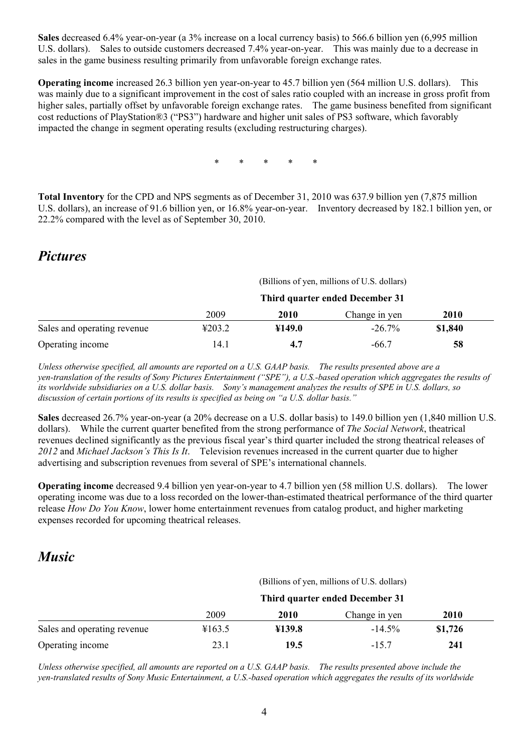**Sales** decreased 6.4% year-on-year (a 3% increase on a local currency basis) to 566.6 billion yen (6,995 million U.S. dollars). Sales to outside customers decreased 7.4% year-on-year. This was mainly due to a decrease in sales in the game business resulting primarily from unfavorable foreign exchange rates.

**Operating income** increased 26.3 billion yen year-on-year to 45.7 billion yen (564 million U.S. dollars). This was mainly due to a significant improvement in the cost of sales ratio coupled with an increase in gross profit from higher sales, partially offset by unfavorable foreign exchange rates. The game business benefited from significant cost reductions of PlayStation®3 ("PS3") hardware and higher unit sales of PS3 software, which favorably impacted the change in segment operating results (excluding restructuring charges).

\* \* \* \* \*

**Total Inventory** for the CPD and NPS segments as of December 31, 2010 was 637.9 billion yen (7,875 million U.S. dollars), an increase of 91.6 billion yen, or 16.8% year-on-year. Inventory decreased by 182.1 billion yen, or 22.2% compared with the level as of September 30, 2010.

## *Pictures*

| | (Billions of yen, millions of U.S. dollars) | | | |
|---|---|---|---|---|
| | **Third quarter ended December 31** | | | |
| | 2009 | **2010** | Change in yen | **2010** |
| Sales and operating revenue | ¥203.2 | **¥149.0** | -26.7% | **$1,840** |
| Operating income | 14.1 | **4.7** | -66.7 | **58** |

*Unless otherwise specified, all amounts are reported on a U.S. GAAP basis. The results presented above are a yen-translation of the results of Sony Pictures Entertainment ("SPE"), a U.S.-based operation which aggregates the results of its worldwide subsidiaries on a U.S. dollar basis. Sony's management analyzes the results of SPE in U.S. dollars, so discussion of certain portions of its results is specified as being on "a U.S. dollar basis."*

**Sales** decreased 26.7% year-on-year (a 20% decrease on a U.S. dollar basis) to 149.0 billion yen (1,840 million U.S. dollars). While the current quarter benefited from the strong performance of *The Social Network*, theatrical revenues declined significantly as the previous fiscal year's third quarter included the strong theatrical releases of *2012* and *Michael Jackson's This Is It*. Television revenues increased in the current quarter due to higher advertising and subscription revenues from several of SPE's international channels.

**Operating income** decreased 9.4 billion yen year-on-year to 4.7 billion yen (58 million U.S. dollars). The lower operating income was due to a loss recorded on the lower-than-estimated theatrical performance of the third quarter release *How Do You Know*, lower home entertainment revenues from catalog product, and higher marketing expenses recorded for upcoming theatrical releases.

## *Music*

| | (Billions of yen, millions of U.S. dollars) | | | |
|---|---|---|---|---|
| | **Third quarter ended December 31** | | | |
| | 2009 | **2010** | Change in yen | **2010** |
| Sales and operating revenue | ¥163.5 | **¥139.8** | -14.5% | **$1,726** |
| Operating income | 23.1 | **19.5** | -15.7 | **241** |

*Unless otherwise specified, all amounts are reported on a U.S. GAAP basis. The results presented above include the yen-translated results of Sony Music Entertainment, a U.S.-based operation which aggregates the results of its worldwide*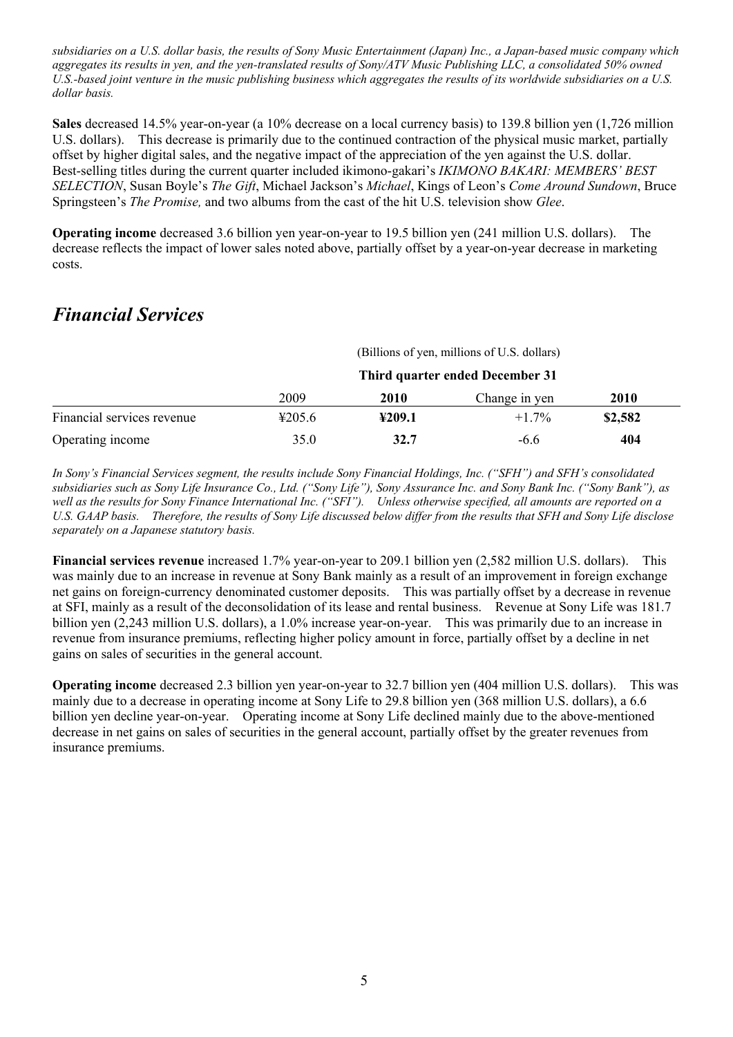*subsidiaries on a U.S. dollar basis, the results of Sony Music Entertainment (Japan) Inc., a Japan-based music company which aggregates its results in yen, and the yen-translated results of Sony/ATV Music Publishing LLC, a consolidated 50% owned U.S.-based joint venture in the music publishing business which aggregates the results of its worldwide subsidiaries on a U.S. dollar basis.*

**Sales** decreased 14.5% year-on-year (a 10% decrease on a local currency basis) to 139.8 billion yen (1,726 million U.S. dollars). This decrease is primarily due to the continued contraction of the physical music market, partially offset by higher digital sales, and the negative impact of the appreciation of the yen against the U.S. dollar. Best-selling titles during the current quarter included ikimono-gakari's *IKIMONO BAKARI: MEMBERS' BEST SELECTION*, Susan Boyle's *The Gift*, Michael Jackson's *Michael*, Kings of Leon's *Come Around Sundown*, Bruce Springsteen's *The Promise,* and two albums from the cast of the hit U.S. television show *Glee*.

**Operating income** decreased 3.6 billion yen year-on-year to 19.5 billion yen (241 million U.S. dollars). The decrease reflects the impact of lower sales noted above, partially offset by a year-on-year decrease in marketing costs.

## *Financial Services*

| | (Billions of yen, millions of U.S. dollars) | | | |
|---|---|---|---|---|
| | Third quarter ended December 31 | | | |
| | 2009 | **2010** | Change in yen | **2010** |
| Financial services revenue | ¥205.6 | **¥209.1** | +1.7% | **$2,582** |
| Operating income | 35.0 | **32.7** | -6.6 | **404** |

*In Sony's Financial Services segment, the results include Sony Financial Holdings, Inc. ("SFH") and SFH's consolidated subsidiaries such as Sony Life Insurance Co., Ltd. ("Sony Life"), Sony Assurance Inc. and Sony Bank Inc. ("Sony Bank"), as well as the results for Sony Finance International Inc. ("SFI"). Unless otherwise specified, all amounts are reported on a U.S. GAAP basis. Therefore, the results of Sony Life discussed below differ from the results that SFH and Sony Life disclose separately on a Japanese statutory basis.*

**Financial services revenue** increased 1.7% year-on-year to 209.1 billion yen (2,582 million U.S. dollars). This was mainly due to an increase in revenue at Sony Bank mainly as a result of an improvement in foreign exchange net gains on foreign-currency denominated customer deposits. This was partially offset by a decrease in revenue at SFI, mainly as a result of the deconsolidation of its lease and rental business. Revenue at Sony Life was 181.7 billion yen (2,243 million U.S. dollars), a 1.0% increase year-on-year. This was primarily due to an increase in revenue from insurance premiums, reflecting higher policy amount in force, partially offset by a decline in net gains on sales of securities in the general account.

**Operating income** decreased 2.3 billion yen year-on-year to 32.7 billion yen (404 million U.S. dollars). This was mainly due to a decrease in operating income at Sony Life to 29.8 billion yen (368 million U.S. dollars), a 6.6 billion yen decline year-on-year. Operating income at Sony Life declined mainly due to the above-mentioned decrease in net gains on sales of securities in the general account, partially offset by the greater revenues from insurance premiums.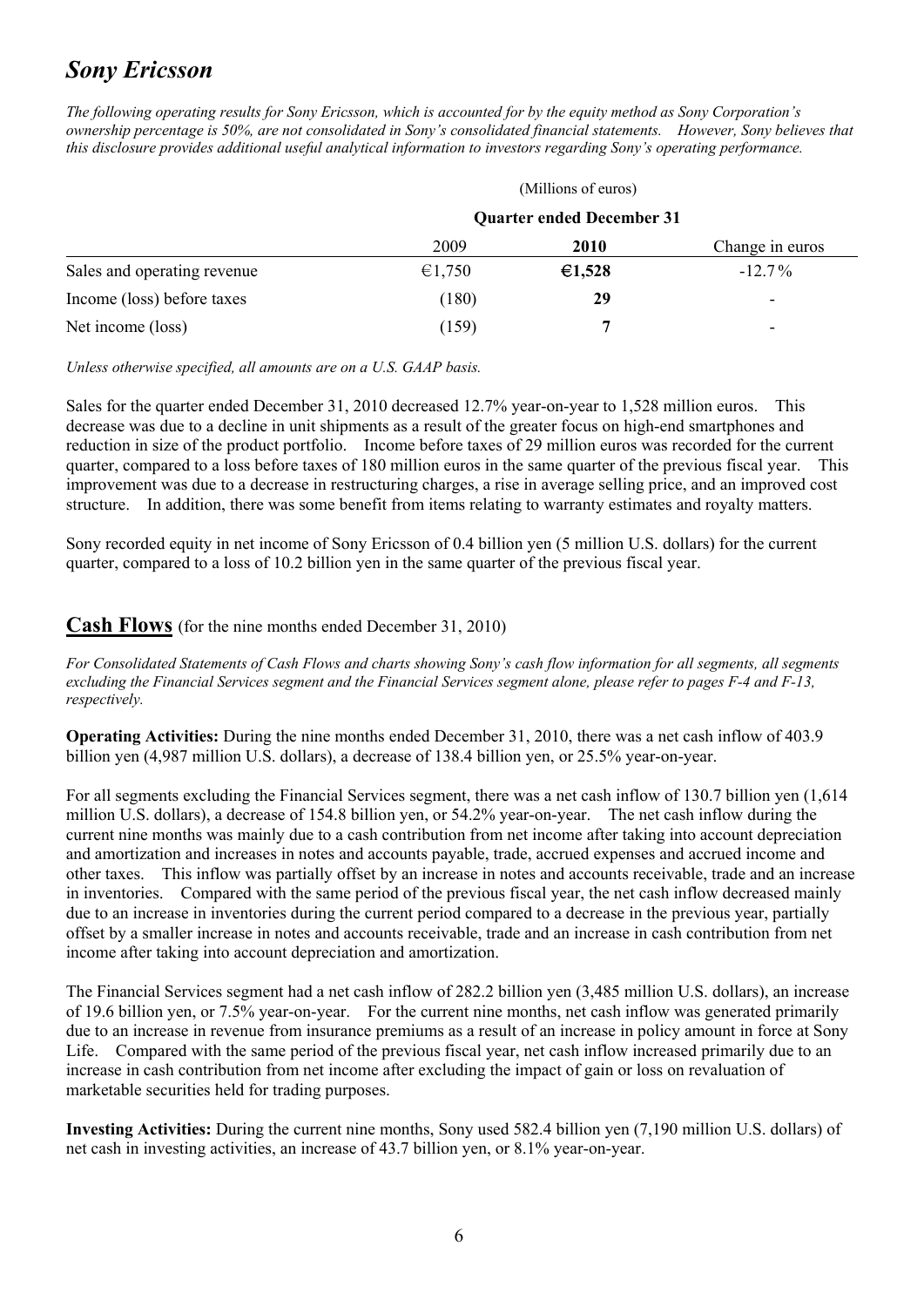# *Sony Ericsson*

*The following operating results for Sony Ericsson, which is accounted for by the equity method as Sony Corporation's ownership percentage is 50%, are not consolidated in Sony's consolidated financial statements. However, Sony believes that this disclosure provides additional useful analytical information to investors regarding Sony's operating performance.*

| | (Millions of euros) | | |
|---|---|---|---|
| | **Quarter ended December 31** | | |
| | 2009 | **2010** | Change in euros |
| Sales and operating revenue | €1,750 | **€1,528** | -12.7% |
| Income (loss) before taxes | (180) | **29** | - |
| Net income (loss) | (159) | **7** | - |

*Unless otherwise specified, all amounts are on a U.S. GAAP basis.*

Sales for the quarter ended December 31, 2010 decreased 12.7% year-on-year to 1,528 million euros. This decrease was due to a decline in unit shipments as a result of the greater focus on high-end smartphones and reduction in size of the product portfolio. Income before taxes of 29 million euros was recorded for the current quarter, compared to a loss before taxes of 180 million euros in the same quarter of the previous fiscal year. This improvement was due to a decrease in restructuring charges, a rise in average selling price, and an improved cost structure. In addition, there was some benefit from items relating to warranty estimates and royalty matters.

Sony recorded equity in net income of Sony Ericsson of 0.4 billion yen (5 million U.S. dollars) for the current quarter, compared to a loss of 10.2 billion yen in the same quarter of the previous fiscal year.

## **Cash Flows** (for the nine months ended December 31, 2010)

*For Consolidated Statements of Cash Flows and charts showing Sony's cash flow information for all segments, all segments excluding the Financial Services segment and the Financial Services segment alone, please refer to pages F-4 and F-13, respectively.*

**Operating Activities:** During the nine months ended December 31, 2010, there was a net cash inflow of 403.9 billion yen (4,987 million U.S. dollars), a decrease of 138.4 billion yen, or 25.5% year-on-year.

For all segments excluding the Financial Services segment, there was a net cash inflow of 130.7 billion yen (1,614 million U.S. dollars), a decrease of 154.8 billion yen, or 54.2% year-on-year. The net cash inflow during the current nine months was mainly due to a cash contribution from net income after taking into account depreciation and amortization and increases in notes and accounts payable, trade, accrued expenses and accrued income and other taxes. This inflow was partially offset by an increase in notes and accounts receivable, trade and an increase in inventories. Compared with the same period of the previous fiscal year, the net cash inflow decreased mainly due to an increase in inventories during the current period compared to a decrease in the previous year, partially offset by a smaller increase in notes and accounts receivable, trade and an increase in cash contribution from net income after taking into account depreciation and amortization.

The Financial Services segment had a net cash inflow of 282.2 billion yen (3,485 million U.S. dollars), an increase of 19.6 billion yen, or 7.5% year-on-year. For the current nine months, net cash inflow was generated primarily due to an increase in revenue from insurance premiums as a result of an increase in policy amount in force at Sony Life. Compared with the same period of the previous fiscal year, net cash inflow increased primarily due to an increase in cash contribution from net income after excluding the impact of gain or loss on revaluation of marketable securities held for trading purposes.

**Investing Activities:** During the current nine months, Sony used 582.4 billion yen (7,190 million U.S. dollars) of net cash in investing activities, an increase of 43.7 billion yen, or 8.1% year-on-year.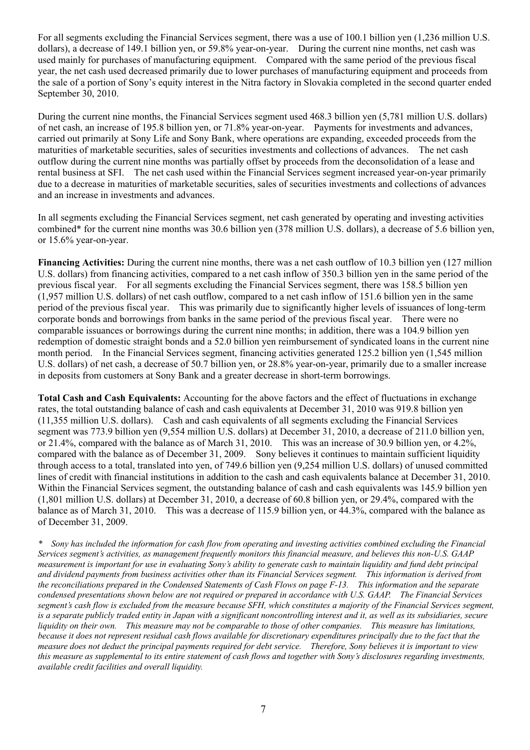For all segments excluding the Financial Services segment, there was a use of 100.1 billion yen (1,236 million U.S. dollars), a decrease of 149.1 billion yen, or 59.8% year-on-year. During the current nine months, net cash was used mainly for purchases of manufacturing equipment. Compared with the same period of the previous fiscal year, the net cash used decreased primarily due to lower purchases of manufacturing equipment and proceeds from the sale of a portion of Sony's equity interest in the Nitra factory in Slovakia completed in the second quarter ended September 30, 2010.

During the current nine months, the Financial Services segment used 468.3 billion yen (5,781 million U.S. dollars) of net cash, an increase of 195.8 billion yen, or 71.8% year-on-year. Payments for investments and advances, carried out primarily at Sony Life and Sony Bank, where operations are expanding, exceeded proceeds from the maturities of marketable securities, sales of securities investments and collections of advances. The net cash outflow during the current nine months was partially offset by proceeds from the deconsolidation of a lease and rental business at SFI. The net cash used within the Financial Services segment increased year-on-year primarily due to a decrease in maturities of marketable securities, sales of securities investments and collections of advances and an increase in investments and advances.

In all segments excluding the Financial Services segment, net cash generated by operating and investing activities combined* for the current nine months was 30.6 billion yen (378 million U.S. dollars), a decrease of 5.6 billion yen, or 15.6% year-on-year.

**Financing Activities:** During the current nine months, there was a net cash outflow of 10.3 billion yen (127 million U.S. dollars) from financing activities, compared to a net cash inflow of 350.3 billion yen in the same period of the previous fiscal year. For all segments excluding the Financial Services segment, there was 158.5 billion yen (1,957 million U.S. dollars) of net cash outflow, compared to a net cash inflow of 151.6 billion yen in the same period of the previous fiscal year. This was primarily due to significantly higher levels of issuances of long-term corporate bonds and borrowings from banks in the same period of the previous fiscal year. There were no comparable issuances or borrowings during the current nine months; in addition, there was a 104.9 billion yen redemption of domestic straight bonds and a 52.0 billion yen reimbursement of syndicated loans in the current nine month period. In the Financial Services segment, financing activities generated 125.2 billion yen (1,545 million U.S. dollars) of net cash, a decrease of 50.7 billion yen, or 28.8% year-on-year, primarily due to a smaller increase in deposits from customers at Sony Bank and a greater decrease in short-term borrowings.

**Total Cash and Cash Equivalents:** Accounting for the above factors and the effect of fluctuations in exchange rates, the total outstanding balance of cash and cash equivalents at December 31, 2010 was 919.8 billion yen (11,355 million U.S. dollars). Cash and cash equivalents of all segments excluding the Financial Services segment was 773.9 billion yen (9,554 million U.S. dollars) at December 31, 2010, a decrease of 211.0 billion yen, or 21.4%, compared with the balance as of March 31, 2010. This was an increase of 30.9 billion yen, or 4.2%, compared with the balance as of December 31, 2009. Sony believes it continues to maintain sufficient liquidity through access to a total, translated into yen, of 749.6 billion yen (9,254 million U.S. dollars) of unused committed lines of credit with financial institutions in addition to the cash and cash equivalents balance at December 31, 2010. Within the Financial Services segment, the outstanding balance of cash and cash equivalents was 145.9 billion yen (1,801 million U.S. dollars) at December 31, 2010, a decrease of 60.8 billion yen, or 29.4%, compared with the balance as of March 31, 2010. This was a decrease of 115.9 billion yen, or 44.3%, compared with the balance as of December 31, 2009.

*\* Sony has included the information for cash flow from operating and investing activities combined excluding the Financial Services segment's activities, as management frequently monitors this financial measure, and believes this non-U.S. GAAP measurement is important for use in evaluating Sony's ability to generate cash to maintain liquidity and fund debt principal and dividend payments from business activities other than its Financial Services segment. This information is derived from the reconciliations prepared in the Condensed Statements of Cash Flows on page F-13. This information and the separate condensed presentations shown below are not required or prepared in accordance with U.S. GAAP. The Financial Services segment's cash flow is excluded from the measure because SFH, which constitutes a majority of the Financial Services segment, is a separate publicly traded entity in Japan with a significant noncontrolling interest and it, as well as its subsidiaries, secure liquidity on their own. This measure may not be comparable to those of other companies. This measure has limitations, because it does not represent residual cash flows available for discretionary expenditures principally due to the fact that the measure does not deduct the principal payments required for debt service. Therefore, Sony believes it is important to view this measure as supplemental to its entire statement of cash flows and together with Sony's disclosures regarding investments, available credit facilities and overall liquidity.*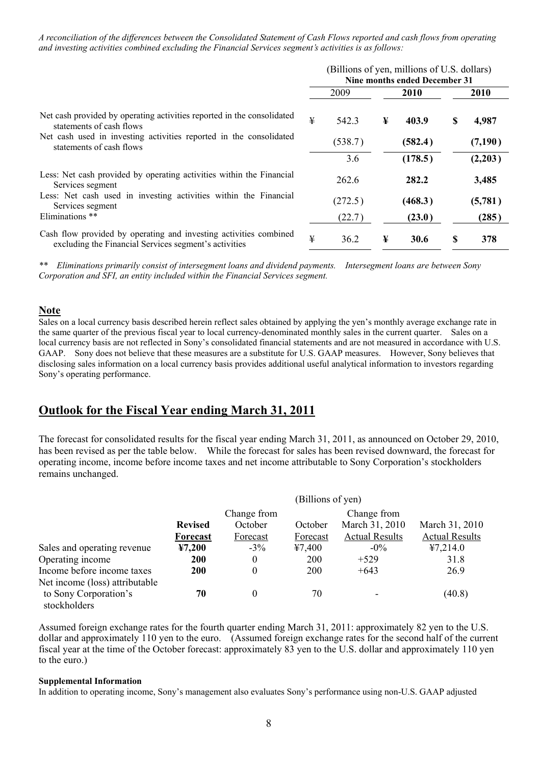*A reconciliation of the differences between the Consolidated Statement of Cash Flows reported and cash flows from operating and investing activities combined excluding the Financial Services segment's activities is as follows:*

| | (Billions of yen, millions of U.S. dollars) Nine months ended December 31 | | |
|---|---|---|---|
| | 2009 | **2010** | **2010** |
| Net cash provided by operating activities reported in the consolidated statements of cash flows | ¥ 542.3 | **¥ 403.9** | **$ 4,987** |
| Net cash used in investing activities reported in the consolidated statements of cash flows | (538.7) | **(582.4)** | **(7,190)** |
| | 3.6 | **(178.5)** | **(2,203)** |
| Less: Net cash provided by operating activities within the Financial Services segment | 262.6 | **282.2** | **3,485** |
| Less: Net cash used in investing activities within the Financial Services segment | (272.5) | **(468.3)** | **(5,781)** |
| Eliminations ** | (22.7) | **(23.0)** | **(285)** |
| Cash flow provided by operating and investing activities combined excluding the Financial Services segment's activities | ¥ 36.2 | **¥ 30.6** | **$ 378** |

*** Eliminations primarily consist of intersegment loans and dividend payments. Intersegment loans are between Sony Corporation and SFI, an entity included within the Financial Services segment.*

**Note**

Sales on a local currency basis described herein reflect sales obtained by applying the yen's monthly average exchange rate in the same quarter of the previous fiscal year to local currency-denominated monthly sales in the current quarter. Sales on a local currency basis are not reflected in Sony's consolidated financial statements and are not measured in accordance with U.S. GAAP. Sony does not believe that these measures are a substitute for U.S. GAAP measures. However, Sony believes that disclosing sales information on a local currency basis provides additional useful analytical information to investors regarding Sony's operating performance.

## Outlook for the Fiscal Year ending March 31, 2011

The forecast for consolidated results for the fiscal year ending March 31, 2011, as announced on October 29, 2010, has been revised as per the table below. While the forecast for sales has been revised downward, the forecast for operating income, income before income taxes and net income attributable to Sony Corporation's stockholders remains unchanged.

| | (Billions of yen) | | | | |
|---|---|---|---|---|---|
| | **Revised Forecast** | Change from October Forecast | October Forecast | Change from March 31, 2010 Actual Results | March 31, 2010 Actual Results |
| Sales and operating revenue | **¥7,200** | -3% | ¥7,400 | -0% | ¥7,214.0 |
| Operating income | **200** | 0 | 200 | +529 | 31.8 |
| Income before income taxes | **200** | 0 | 200 | +643 | 26.9 |
| Net income (loss) attributable to Sony Corporation's stockholders | **70** | 0 | 70 | - | (40.8) |

Assumed foreign exchange rates for the fourth quarter ending March 31, 2011: approximately 82 yen to the U.S. dollar and approximately 110 yen to the euro. (Assumed foreign exchange rates for the second half of the current fiscal year at the time of the October forecast: approximately 83 yen to the U.S. dollar and approximately 110 yen to the euro.)

**Supplemental Information**

In addition to operating income, Sony's management also evaluates Sony's performance using non-U.S. GAAP adjusted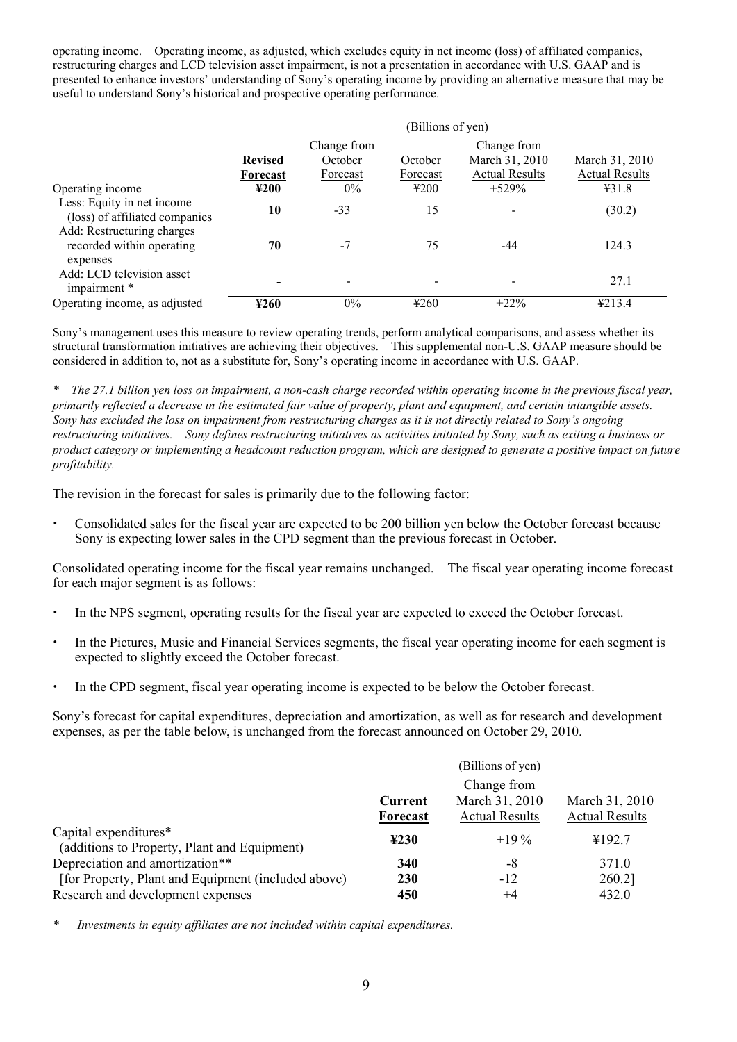operating income. Operating income, as adjusted, which excludes equity in net income (loss) of affiliated companies, restructuring charges and LCD television asset impairment, is not a presentation in accordance with U.S. GAAP and is presented to enhance investors' understanding of Sony's operating income by providing an alternative measure that may be useful to understand Sony's historical and prospective operating performance.

| | (Billions of yen) | | | | |
|---|---|---|---|---|---|
| | **Revised Forecast** | Change from October Forecast | October Forecast | Change from March 31, 2010 Actual Results | March 31, 2010 Actual Results |
| Operating income | **¥200** | 0% | ¥200 | +529% | ¥31.8 |
| Less: Equity in net income (loss) of affiliated companies | **10** | -33 | 15 | - | (30.2) |
| Add: Restructuring charges recorded within operating expenses | **70** | -7 | 75 | -44 | 124.3 |
| Add: LCD television asset impairment * | **-** | - | - | - | 27.1 |
| Operating income, as adjusted | **¥260** | 0% | ¥260 | +22% | ¥213.4 |

Sony's management uses this measure to review operating trends, perform analytical comparisons, and assess whether its structural transformation initiatives are achieving their objectives. This supplemental non-U.S. GAAP measure should be considered in addition to, not as a substitute for, Sony's operating income in accordance with U.S. GAAP.

*\* The 27.1 billion yen loss on impairment, a non-cash charge recorded within operating income in the previous fiscal year, primarily reflected a decrease in the estimated fair value of property, plant and equipment, and certain intangible assets. Sony has excluded the loss on impairment from restructuring charges as it is not directly related to Sony's ongoing restructuring initiatives. Sony defines restructuring initiatives as activities initiated by Sony, such as exiting a business or product category or implementing a headcount reduction program, which are designed to generate a positive impact on future profitability.*

The revision in the forecast for sales is primarily due to the following factor:

- Consolidated sales for the fiscal year are expected to be 200 billion yen below the October forecast because Sony is expecting lower sales in the CPD segment than the previous forecast in October.

Consolidated operating income for the fiscal year remains unchanged. The fiscal year operating income forecast for each major segment is as follows:

- In the NPS segment, operating results for the fiscal year are expected to exceed the October forecast.
- In the Pictures, Music and Financial Services segments, the fiscal year operating income for each segment is expected to slightly exceed the October forecast.
- In the CPD segment, fiscal year operating income is expected to be below the October forecast.

Sony's forecast for capital expenditures, depreciation and amortization, as well as for research and development expenses, as per the table below, is unchanged from the forecast announced on October 29, 2010.

| | (Billions of yen) | | |
|---|---|---|---|
| | **Current Forecast** | Change from March 31, 2010 Actual Results | March 31, 2010 Actual Results |
| Capital expenditures* (additions to Property, Plant and Equipment) | **¥230** | +19 % | ¥192.7 |
| Depreciation and amortization** | **340** | -8 | 371.0 |
| [for Property, Plant and Equipment (included above) | **230** | -12 | 260.2] |
| Research and development expenses | **450** | +4 | 432.0 |

*\* Investments in equity affiliates are not included within capital expenditures.*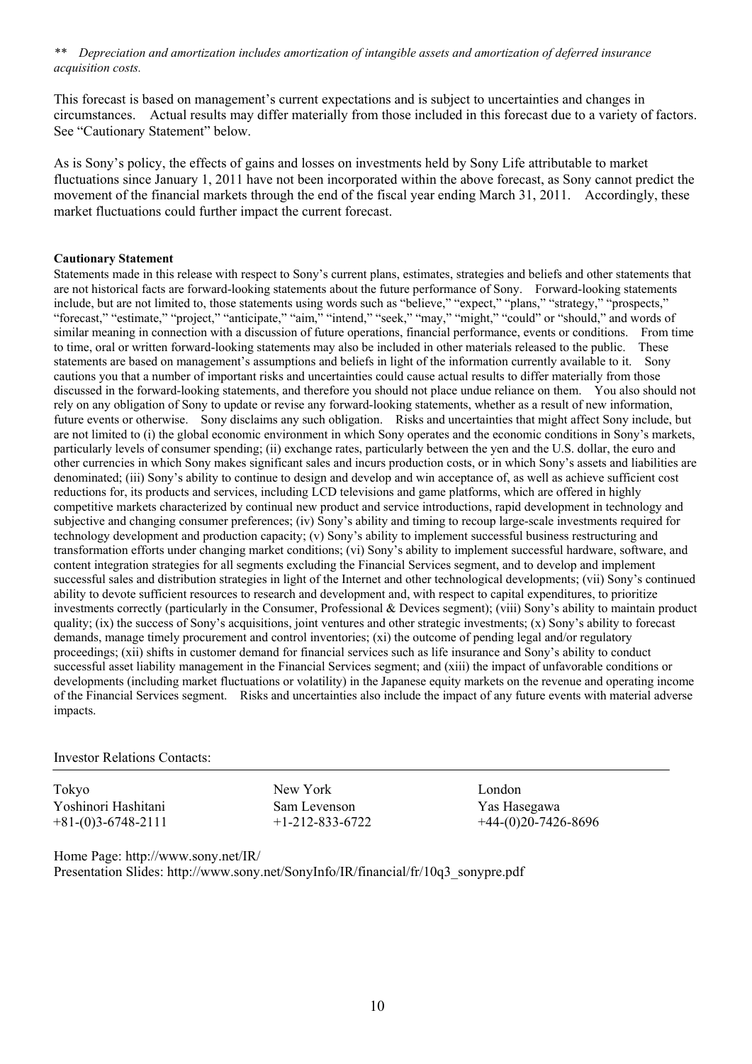*\** Depreciation and amortization includes amortization of intangible assets and amortization of deferred insurance acquisition costs.*

This forecast is based on management's current expectations and is subject to uncertainties and changes in circumstances. Actual results may differ materially from those included in this forecast due to a variety of factors. See "Cautionary Statement" below.

As is Sony's policy, the effects of gains and losses on investments held by Sony Life attributable to market fluctuations since January 1, 2011 have not been incorporated within the above forecast, as Sony cannot predict the movement of the financial markets through the end of the fiscal year ending March 31, 2011. Accordingly, these market fluctuations could further impact the current forecast.

**Cautionary Statement**

Statements made in this release with respect to Sony's current plans, estimates, strategies and beliefs and other statements that are not historical facts are forward-looking statements about the future performance of Sony. Forward-looking statements include, but are not limited to, those statements using words such as "believe," "expect," "plans," "strategy," "prospects," "forecast," "estimate," "project," "anticipate," "aim," "intend," "seek," "may," "might," "could" or "should," and words of similar meaning in connection with a discussion of future operations, financial performance, events or conditions. From time to time, oral or written forward-looking statements may also be included in other materials released to the public. These statements are based on management's assumptions and beliefs in light of the information currently available to it. Sony cautions you that a number of important risks and uncertainties could cause actual results to differ materially from those discussed in the forward-looking statements, and therefore you should not place undue reliance on them. You also should not rely on any obligation of Sony to update or revise any forward-looking statements, whether as a result of new information, future events or otherwise. Sony disclaims any such obligation. Risks and uncertainties that might affect Sony include, but are not limited to (i) the global economic environment in which Sony operates and the economic conditions in Sony's markets, particularly levels of consumer spending; (ii) exchange rates, particularly between the yen and the U.S. dollar, the euro and other currencies in which Sony makes significant sales and incurs production costs, or in which Sony's assets and liabilities are denominated; (iii) Sony's ability to continue to design and develop and win acceptance of, as well as achieve sufficient cost reductions for, its products and services, including LCD televisions and game platforms, which are offered in highly competitive markets characterized by continual new product and service introductions, rapid development in technology and subjective and changing consumer preferences; (iv) Sony's ability and timing to recoup large-scale investments required for technology development and production capacity; (v) Sony's ability to implement successful business restructuring and transformation efforts under changing market conditions; (vi) Sony's ability to implement successful hardware, software, and content integration strategies for all segments excluding the Financial Services segment, and to develop and implement successful sales and distribution strategies in light of the Internet and other technological developments; (vii) Sony's continued ability to devote sufficient resources to research and development and, with respect to capital expenditures, to prioritize investments correctly (particularly in the Consumer, Professional & Devices segment); (viii) Sony's ability to maintain product quality; (ix) the success of Sony's acquisitions, joint ventures and other strategic investments; (x) Sony's ability to forecast demands, manage timely procurement and control inventories; (xi) the outcome of pending legal and/or regulatory proceedings; (xii) shifts in customer demand for financial services such as life insurance and Sony's ability to conduct successful asset liability management in the Financial Services segment; and (xiii) the impact of unfavorable conditions or developments (including market fluctuations or volatility) in the Japanese equity markets on the revenue and operating income of the Financial Services segment. Risks and uncertainties also include the impact of any future events with material adverse impacts.

Investor Relations Contacts:

| Tokyo | New York | London |
|---|---|---|
| Yoshinori Hashitani | Sam Levenson | Yas Hasegawa |
| +81-(0)3-6748-2111 | +1-212-833-6722 | +44-(0)20-7426-8696 |

Home Page: http://www.sony.net/IR/
Presentation Slides: http://www.sony.net/SonyInfo/IR/financial/fr/10q3_sonypre.pdf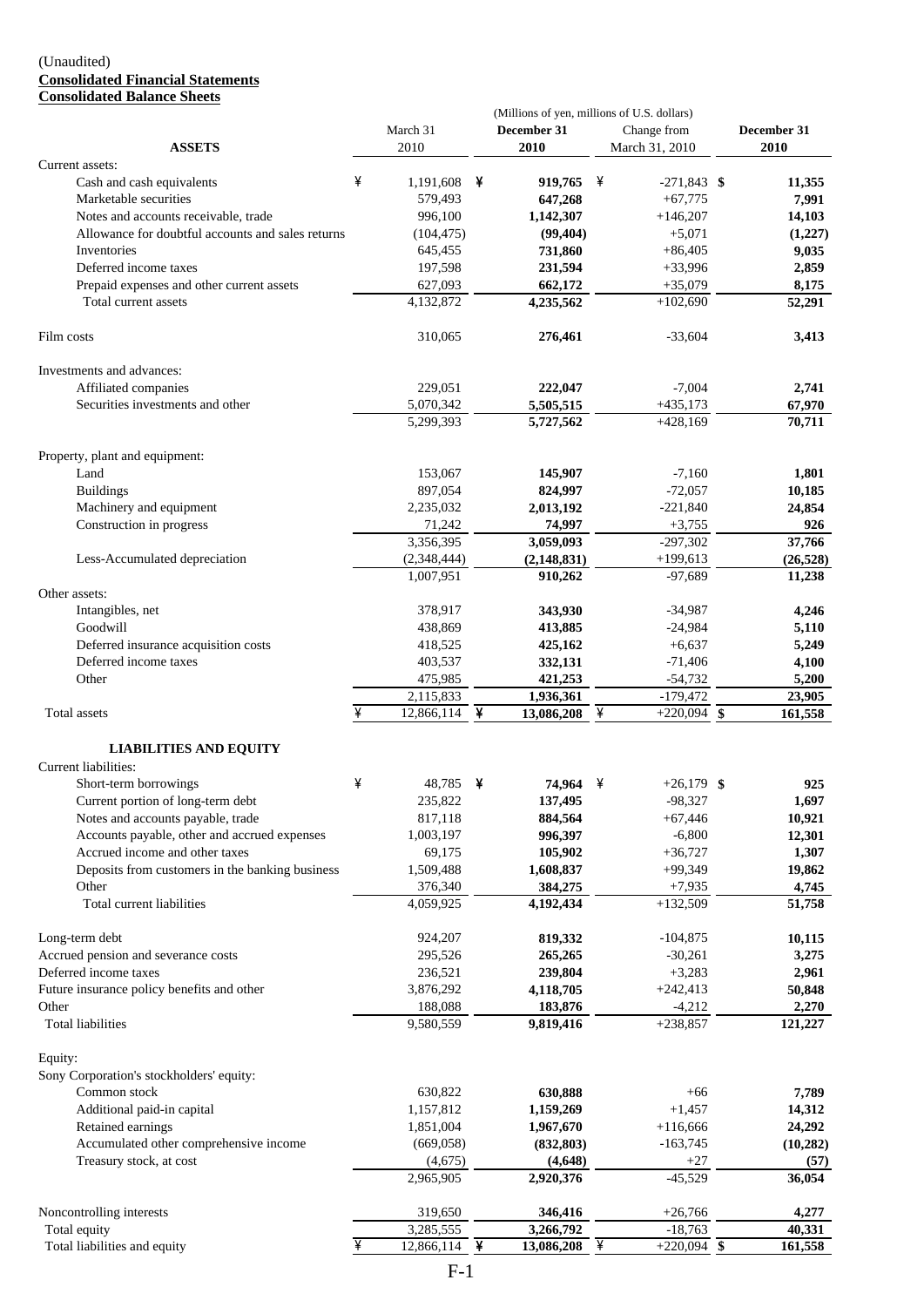(Unaudited)

**Consolidated Financial Statements**

**Consolidated Balance Sheets**

| | | (Millions of yen, millions of U.S. dollars) | | |
|---|---|---|---|---|
| **ASSETS** | March 31 2010 | **December 31 2010** | Change from March 31, 2010 | **December 31 2010** |
| Current assets: | | | | |
| Cash and cash equivalents | ¥ 1,191,608 | ¥ **919,765** | ¥ -271,843 | $ **11,355** |
| Marketable securities | 579,493 | **647,268** | +67,775 | **7,991** |
| Notes and accounts receivable, trade | 996,100 | **1,142,307** | +146,207 | **14,103** |
| Allowance for doubtful accounts and sales returns | (104,475) | **(99,404)** | +5,071 | **(1,227)** |
| Inventories | 645,455 | **731,860** | +86,405 | **9,035** |
| Deferred income taxes | 197,598 | **231,594** | +33,996 | **2,859** |
| Prepaid expenses and other current assets | 627,093 | **662,172** | +35,079 | **8,175** |
| Total current assets | 4,132,872 | **4,235,562** | +102,690 | **52,291** |
| Film costs | 310,065 | **276,461** | -33,604 | **3,413** |
| Investments and advances: | | | | |
| Affiliated companies | 229,051 | **222,047** | -7,004 | **2,741** |
| Securities investments and other | 5,070,342 | **5,505,515** | +435,173 | **67,970** |
| | 5,299,393 | **5,727,562** | +428,169 | **70,711** |
| Property, plant and equipment: | | | | |
| Land | 153,067 | **145,907** | -7,160 | **1,801** |
| Buildings | 897,054 | **824,997** | -72,057 | **10,185** |
| Machinery and equipment | 2,235,032 | **2,013,192** | -221,840 | **24,854** |
| Construction in progress | 71,242 | **74,997** | +3,755 | **926** |
| | 3,356,395 | **3,059,093** | -297,302 | **37,766** |
| Less-Accumulated depreciation | (2,348,444) | **(2,148,831)** | +199,613 | **(26,528)** |
| | 1,007,951 | **910,262** | -97,689 | **11,238** |
| Other assets: | | | | |
| Intangibles, net | 378,917 | **343,930** | -34,987 | **4,246** |
| Goodwill | 438,869 | **413,885** | -24,984 | **5,110** |
| Deferred insurance acquisition costs | 418,525 | **425,162** | +6,637 | **5,249** |
| Deferred income taxes | 403,537 | **332,131** | -71,406 | **4,100** |
| Other | 475,985 | **421,253** | -54,732 | **5,200** |
| | 2,115,833 | **1,936,361** | -179,472 | **23,905** |
| Total assets | ¥ 12,866,114 | ¥ **13,086,208** | ¥ +220,094 | $ **161,558** |
| **LIABILITIES AND EQUITY** | | | | |
| Current liabilities: | | | | |
| Short-term borrowings | ¥ 48,785 | ¥ **74,964** | ¥ +26,179 | $ **925** |
| Current portion of long-term debt | 235,822 | **137,495** | -98,327 | **1,697** |
| Notes and accounts payable, trade | 817,118 | **884,564** | +67,446 | **10,921** |
| Accounts payable, other and accrued expenses | 1,003,197 | **996,397** | -6,800 | **12,301** |
| Accrued income and other taxes | 69,175 | **105,902** | +36,727 | **1,307** |
| Deposits from customers in the banking business | 1,509,488 | **1,608,837** | +99,349 | **19,862** |
| Other | 376,340 | **384,275** | +7,935 | **4,745** |
| Total current liabilities | 4,059,925 | **4,192,434** | +132,509 | **51,758** |
| Long-term debt | 924,207 | **819,332** | -104,875 | **10,115** |
| Accrued pension and severance costs | 295,526 | **265,265** | -30,261 | **3,275** |
| Deferred income taxes | 236,521 | **239,804** | +3,283 | **2,961** |
| Future insurance policy benefits and other | 3,876,292 | **4,118,705** | +242,413 | **50,848** |
| Other | 188,088 | **183,876** | -4,212 | **2,270** |
| Total liabilities | 9,580,559 | **9,819,416** | +238,857 | **121,227** |
| Equity: | | | | |
| Sony Corporation's stockholders' equity: | | | | |
| Common stock | 630,822 | **630,888** | +66 | **7,789** |
| Additional paid-in capital | 1,157,812 | **1,159,269** | +1,457 | **14,312** |
| Retained earnings | 1,851,004 | **1,967,670** | +116,666 | **24,292** |
| Accumulated other comprehensive income | (669,058) | **(832,803)** | -163,745 | **(10,282)** |
| Treasury stock, at cost | (4,675) | **(4,648)** | +27 | **(57)** |
| | 2,965,905 | **2,920,376** | -45,529 | **36,054** |
| Noncontrolling interests | 319,650 | **346,416** | +26,766 | **4,277** |
| Total equity | 3,285,555 | **3,266,792** | -18,763 | **40,331** |
| Total liabilities and equity | ¥ 12,866,114 | ¥ **13,086,208** | ¥ +220,094 | $ **161,558** |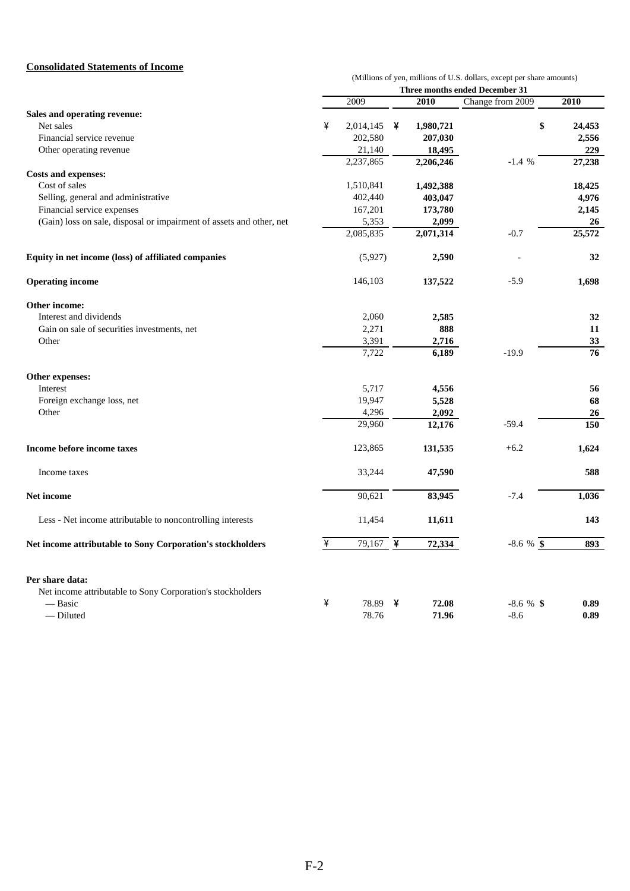## Consolidated Statements of Income

(Millions of yen, millions of U.S. dollars, except per share amounts)

| | Three months ended December 31 | | | |
|---|---|---|---|---|
| | 2009 | 2010 | Change from 2009 | 2010 |
| **Sales and operating revenue:** | | | | |
| Net sales | ¥ 2,014,145 | ¥ **1,980,721** | | $ **24,453** |
| Financial service revenue | 202,580 | **207,030** | | **2,556** |
| Other operating revenue | 21,140 | **18,495** | | **229** |
| | 2,237,865 | **2,206,246** | -1.4 % | **27,238** |
| **Costs and expenses:** | | | | |
| Cost of sales | 1,510,841 | **1,492,388** | | **18,425** |
| Selling, general and administrative | 402,440 | **403,047** | | **4,976** |
| Financial service expenses | 167,201 | **173,780** | | **2,145** |
| (Gain) loss on sale, disposal or impairment of assets and other, net | 5,353 | **2,099** | | **26** |
| | 2,085,835 | **2,071,314** | -0.7 | **25,572** |
| **Equity in net income (loss) of affiliated companies** | (5,927) | **2,590** | - | **32** |
| **Operating income** | 146,103 | **137,522** | -5.9 | **1,698** |
| **Other income:** | | | | |
| Interest and dividends | 2,060 | **2,585** | | **32** |
| Gain on sale of securities investments, net | 2,271 | **888** | | **11** |
| Other | 3,391 | **2,716** | | **33** |
| | 7,722 | **6,189** | -19.9 | **76** |
| **Other expenses:** | | | | |
| Interest | 5,717 | **4,556** | | **56** |
| Foreign exchange loss, net | 19,947 | **5,528** | | **68** |
| Other | 4,296 | **2,092** | | **26** |
| | 29,960 | **12,176** | -59.4 | **150** |
| **Income before income taxes** | 123,865 | **131,535** | +6.2 | **1,624** |
| Income taxes | 33,244 | **47,590** | | **588** |
| **Net income** | 90,621 | **83,945** | -7.4 | **1,036** |
| Less - Net income attributable to noncontrolling interests | 11,454 | **11,611** | | **143** |
| **Net income attributable to Sony Corporation's stockholders** | ¥ 79,167 | ¥ **72,334** | -8.6 % | $ **893** |
| **Per share data:** | | | | |
| Net income attributable to Sony Corporation's stockholders | | | | |
| — Basic | ¥ 78.89 | ¥ **72.08** | -8.6 % | $ **0.89** |
| — Diluted | 78.76 | **71.96** | -8.6 | **0.89** |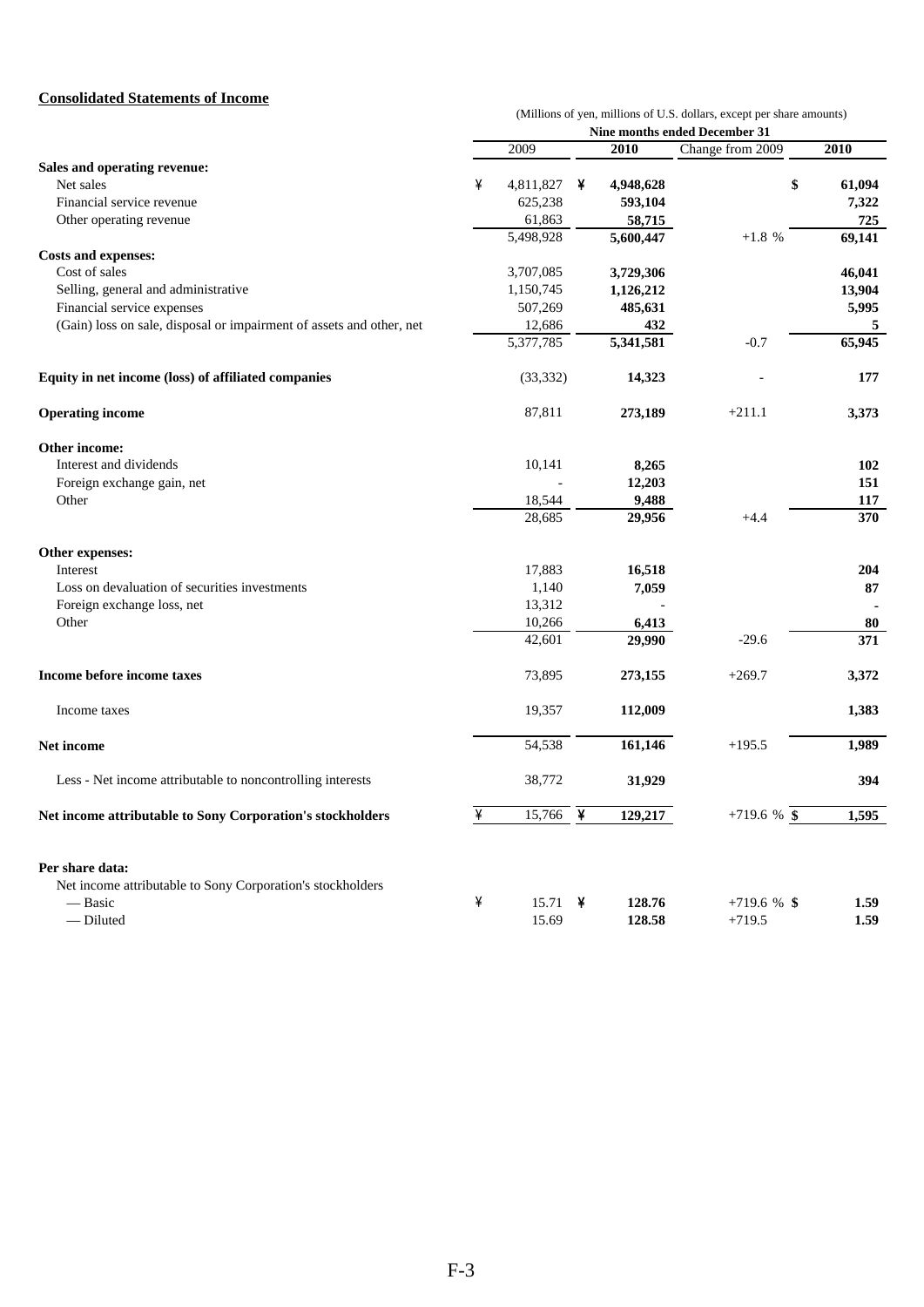## Consolidated Statements of Income

(Millions of yen, millions of U.S. dollars, except per share amounts)

| | Nine months ended December 31 | | | |
|---|---|---|---|---|
| | 2009 | 2010 | Change from 2009 | 2010 |
| **Sales and operating revenue:** | | | | |
| Net sales | ¥ 4,811,827 | ¥ **4,948,628** | | $ **61,094** |
| Financial service revenue | 625,238 | **593,104** | | **7,322** |
| Other operating revenue | 61,863 | **58,715** | | **725** |
| | 5,498,928 | **5,600,447** | +1.8 % | **69,141** |
| **Costs and expenses:** | | | | |
| Cost of sales | 3,707,085 | **3,729,306** | | **46,041** |
| Selling, general and administrative | 1,150,745 | **1,126,212** | | **13,904** |
| Financial service expenses | 507,269 | **485,631** | | **5,995** |
| (Gain) loss on sale, disposal or impairment of assets and other, net | 12,686 | **432** | | **5** |
| | 5,377,785 | **5,341,581** | -0.7 | **65,945** |
| **Equity in net income (loss) of affiliated companies** | (33,332) | **14,323** | - | **177** |
| **Operating income** | 87,811 | **273,189** | +211.1 | **3,373** |
| **Other income:** | | | | |
| Interest and dividends | 10,141 | **8,265** | | **102** |
| Foreign exchange gain, net | - | **12,203** | | **151** |
| Other | 18,544 | **9,488** | | **117** |
| | 28,685 | **29,956** | +4.4 | **370** |
| **Other expenses:** | | | | |
| Interest | 17,883 | **16,518** | | **204** |
| Loss on devaluation of securities investments | 1,140 | **7,059** | | **87** |
| Foreign exchange loss, net | 13,312 | **-** | | **-** |
| Other | 10,266 | **6,413** | | **80** |
| | 42,601 | **29,990** | -29.6 | **371** |
| **Income before income taxes** | 73,895 | **273,155** | +269.7 | **3,372** |
| Income taxes | 19,357 | **112,009** | | **1,383** |
| **Net income** | 54,538 | **161,146** | +195.5 | **1,989** |
| Less - Net income attributable to noncontrolling interests | 38,772 | **31,929** | | **394** |
| **Net income attributable to Sony Corporation's stockholders** | ¥ 15,766 | ¥ **129,217** | +719.6 % | $ **1,595** |
| **Per share data:** | | | | |
| Net income attributable to Sony Corporation's stockholders | | | | |
| — Basic | ¥ 15.71 | ¥ **128.76** | +719.6 % | $ **1.59** |
| — Diluted | 15.69 | **128.58** | +719.5 | **1.59** |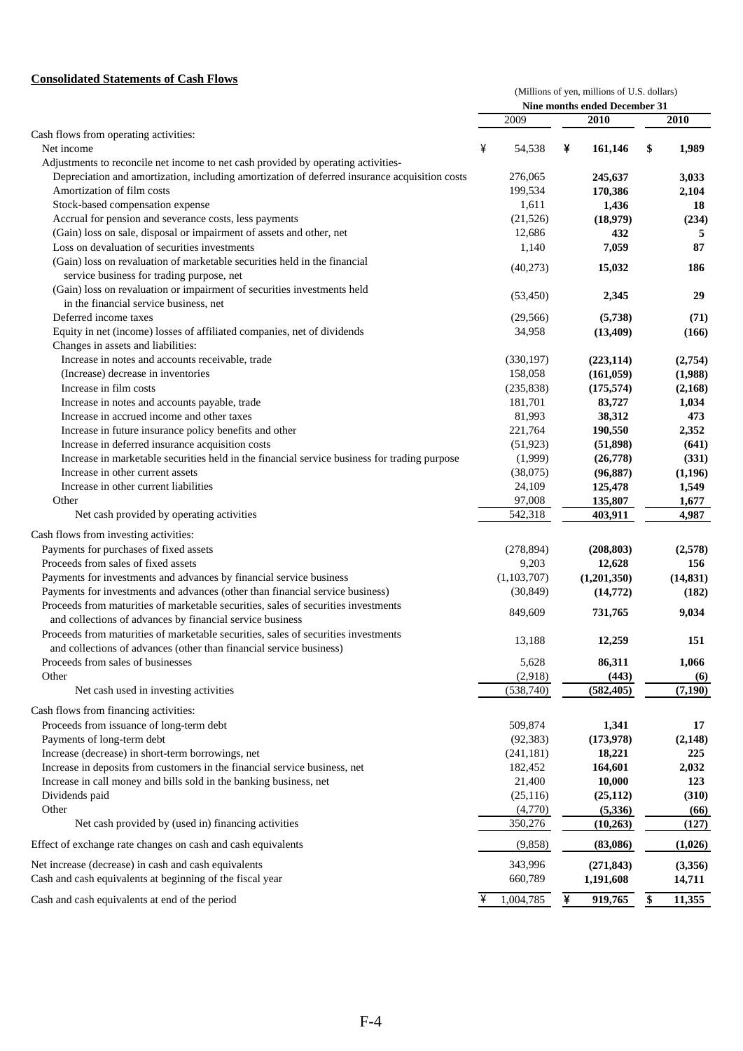**Consolidated Statements of Cash Flows**

| | (Millions of yen, millions of U.S. dollars) | | |
|---|---|---|---|
| | Nine months ended December 31 | | |
| | 2009 | 2010 | 2010 |
| Cash flows from operating activities: | | | |
| Net income | ¥ 54,538 | ¥ **161,146** | $ **1,989** |
| Adjustments to reconcile net income to net cash provided by operating activities- | | | |
| Depreciation and amortization, including amortization of deferred insurance acquisition costs | 276,065 | **245,637** | **3,033** |
| Amortization of film costs | 199,534 | **170,386** | **2,104** |
| Stock-based compensation expense | 1,611 | **1,436** | **18** |
| Accrual for pension and severance costs, less payments | (21,526) | **(18,979)** | **(234)** |
| (Gain) loss on sale, disposal or impairment of assets and other, net | 12,686 | **432** | **5** |
| Loss on devaluation of securities investments | 1,140 | **7,059** | **87** |
| (Gain) loss on revaluation of marketable securities held in the financial service business for trading purpose, net | (40,273) | **15,032** | **186** |
| (Gain) loss on revaluation or impairment of securities investments held in the financial service business, net | (53,450) | **2,345** | **29** |
| Deferred income taxes | (29,566) | **(5,738)** | **(71)** |
| Equity in net (income) losses of affiliated companies, net of dividends | 34,958 | **(13,409)** | **(166)** |
| Changes in assets and liabilities: | | | |
| Increase in notes and accounts receivable, trade | (330,197) | **(223,114)** | **(2,754)** |
| (Increase) decrease in inventories | 158,058 | **(161,059)** | **(1,988)** |
| Increase in film costs | (235,838) | **(175,574)** | **(2,168)** |
| Increase in notes and accounts payable, trade | 181,701 | **83,727** | **1,034** |
| Increase in accrued income and other taxes | 81,993 | **38,312** | **473** |
| Increase in future insurance policy benefits and other | 221,764 | **190,550** | **2,352** |
| Increase in deferred insurance acquisition costs | (51,923) | **(51,898)** | **(641)** |
| Increase in marketable securities held in the financial service business for trading purpose | (1,999) | **(26,778)** | **(331)** |
| Increase in other current assets | (38,075) | **(96,887)** | **(1,196)** |
| Increase in other current liabilities | 24,109 | **125,478** | **1,549** |
| Other | 97,008 | **135,807** | **1,677** |
| Net cash provided by operating activities | 542,318 | **403,911** | **4,987** |
| Cash flows from investing activities: | | | |
| Payments for purchases of fixed assets | (278,894) | **(208,803)** | **(2,578)** |
| Proceeds from sales of fixed assets | 9,203 | **12,628** | **156** |
| Payments for investments and advances by financial service business | (1,103,707) | **(1,201,350)** | **(14,831)** |
| Payments for investments and advances (other than financial service business) | (30,849) | **(14,772)** | **(182)** |
| Proceeds from maturities of marketable securities, sales of securities investments and collections of advances by financial service business | 849,609 | **731,765** | **9,034** |
| Proceeds from maturities of marketable securities, sales of securities investments and collections of advances (other than financial service business) | 13,188 | **12,259** | **151** |
| Proceeds from sales of businesses | 5,628 | **86,311** | **1,066** |
| Other | (2,918) | **(443)** | **(6)** |
| Net cash used in investing activities | (538,740) | **(582,405)** | **(7,190)** |
| Cash flows from financing activities: | | | |
| Proceeds from issuance of long-term debt | 509,874 | **1,341** | **17** |
| Payments of long-term debt | (92,383) | **(173,978)** | **(2,148)** |
| Increase (decrease) in short-term borrowings, net | (241,181) | **18,221** | **225** |
| Increase in deposits from customers in the financial service business, net | 182,452 | **164,601** | **2,032** |
| Increase in call money and bills sold in the banking business, net | 21,400 | **10,000** | **123** |
| Dividends paid | (25,116) | **(25,112)** | **(310)** |
| Other | (4,770) | **(5,336)** | **(66)** |
| Net cash provided by (used in) financing activities | 350,276 | **(10,263)** | **(127)** |
| Effect of exchange rate changes on cash and cash equivalents | (9,858) | **(83,086)** | **(1,026)** |
| Net increase (decrease) in cash and cash equivalents | 343,996 | **(271,843)** | **(3,356)** |
| Cash and cash equivalents at beginning of the fiscal year | 660,789 | **1,191,608** | **14,711** |
| Cash and cash equivalents at end of the period | ¥ 1,004,785 | ¥ **919,765** | $ **11,355** |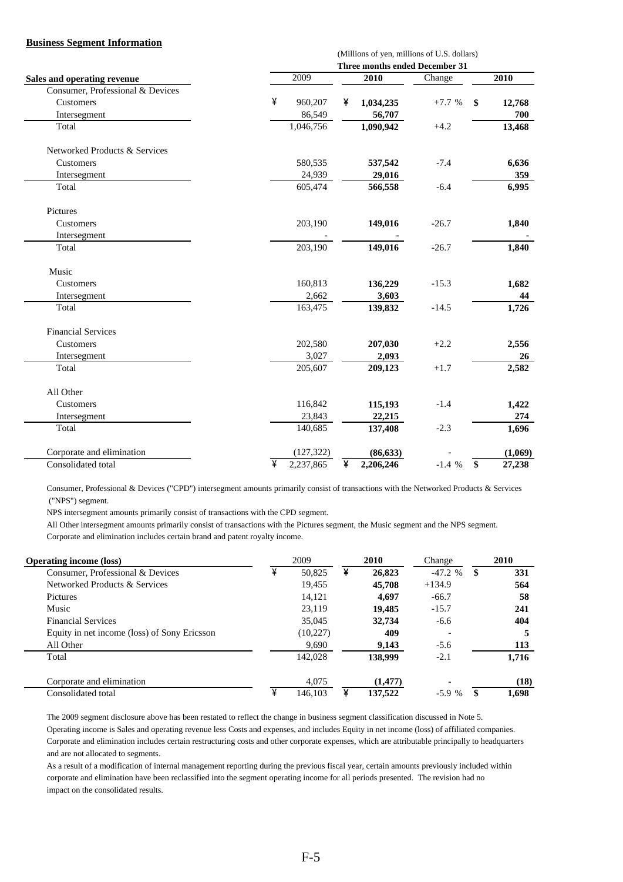## Business Segment Information

(Millions of yen, millions of U.S. dollars)

| | Three months ended December 31 | | | |
|---|---|---|---|---|
| **Sales and operating revenue** | 2009 | **2010** | Change | **2010** |
| Consumer, Professional & Devices | | | | |
| Customers | ¥ 960,207 | ¥ **1,034,235** | +7.7 % | $ **12,768** |
| Intersegment | 86,549 | **56,707** | | **700** |
| Total | 1,046,756 | **1,090,942** | +4.2 | **13,468** |
| Networked Products & Services | | | | |
| Customers | 580,535 | **537,542** | -7.4 | **6,636** |
| Intersegment | 24,939 | **29,016** | | **359** |
| Total | 605,474 | **566,558** | -6.4 | **6,995** |
| Pictures | | | | |
| Customers | 203,190 | **149,016** | -26.7 | **1,840** |
| Intersegment | - | - | | - |
| Total | 203,190 | **149,016** | -26.7 | **1,840** |
| Music | | | | |
| Customers | 160,813 | **136,229** | -15.3 | **1,682** |
| Intersegment | 2,662 | **3,603** | | **44** |
| Total | 163,475 | **139,832** | -14.5 | **1,726** |
| Financial Services | | | | |
| Customers | 202,580 | **207,030** | +2.2 | **2,556** |
| Intersegment | 3,027 | **2,093** | | **26** |
| Total | 205,607 | **209,123** | +1.7 | **2,582** |
| All Other | | | | |
| Customers | 116,842 | **115,193** | -1.4 | **1,422** |
| Intersegment | 23,843 | **22,215** | | **274** |
| Total | 140,685 | **137,408** | -2.3 | **1,696** |
| Corporate and elimination | (127,322) | **(86,633)** | - | **(1,069)** |
| Consolidated total | ¥ 2,237,865 | ¥ **2,206,246** | -1.4 % | $ **27,238** |

Consumer, Professional & Devices ("CPD") intersegment amounts primarily consist of transactions with the Networked Products & Services ("NPS") segment.

NPS intersegment amounts primarily consist of transactions with the CPD segment.

All Other intersegment amounts primarily consist of transactions with the Pictures segment, the Music segment and the NPS segment.

Corporate and elimination includes certain brand and patent royalty income.

| **Operating income (loss)** | 2009 | **2010** | Change | **2010** |
|---|---|---|---|---|
| Consumer, Professional & Devices | ¥ 50,825 | ¥ **26,823** | -47.2 % | $ **331** |
| Networked Products & Services | 19,455 | **45,708** | +134.9 | **564** |
| Pictures | 14,121 | **4,697** | -66.7 | **58** |
| Music | 23,119 | **19,485** | -15.7 | **241** |
| Financial Services | 35,045 | **32,734** | -6.6 | **404** |
| Equity in net income (loss) of Sony Ericsson | (10,227) | **409** | - | **5** |
| All Other | 9,690 | **9,143** | -5.6 | **113** |
| Total | 142,028 | **138,999** | -2.1 | **1,716** |
| Corporate and elimination | 4,075 | **(1,477)** | - | **(18)** |
| Consolidated total | ¥ 146,103 | ¥ **137,522** | -5.9 % | $ **1,698** |

The 2009 segment disclosure above has been restated to reflect the change in business segment classification discussed in Note 5.

Operating income is Sales and operating revenue less Costs and expenses, and includes Equity in net income (loss) of affiliated companies.

Corporate and elimination includes certain restructuring costs and other corporate expenses, which are attributable principally to headquarters and are not allocated to segments.

As a result of a modification of internal management reporting during the previous fiscal year, certain amounts previously included within corporate and elimination have been reclassified into the segment operating income for all periods presented. The revision had no impact on the consolidated results.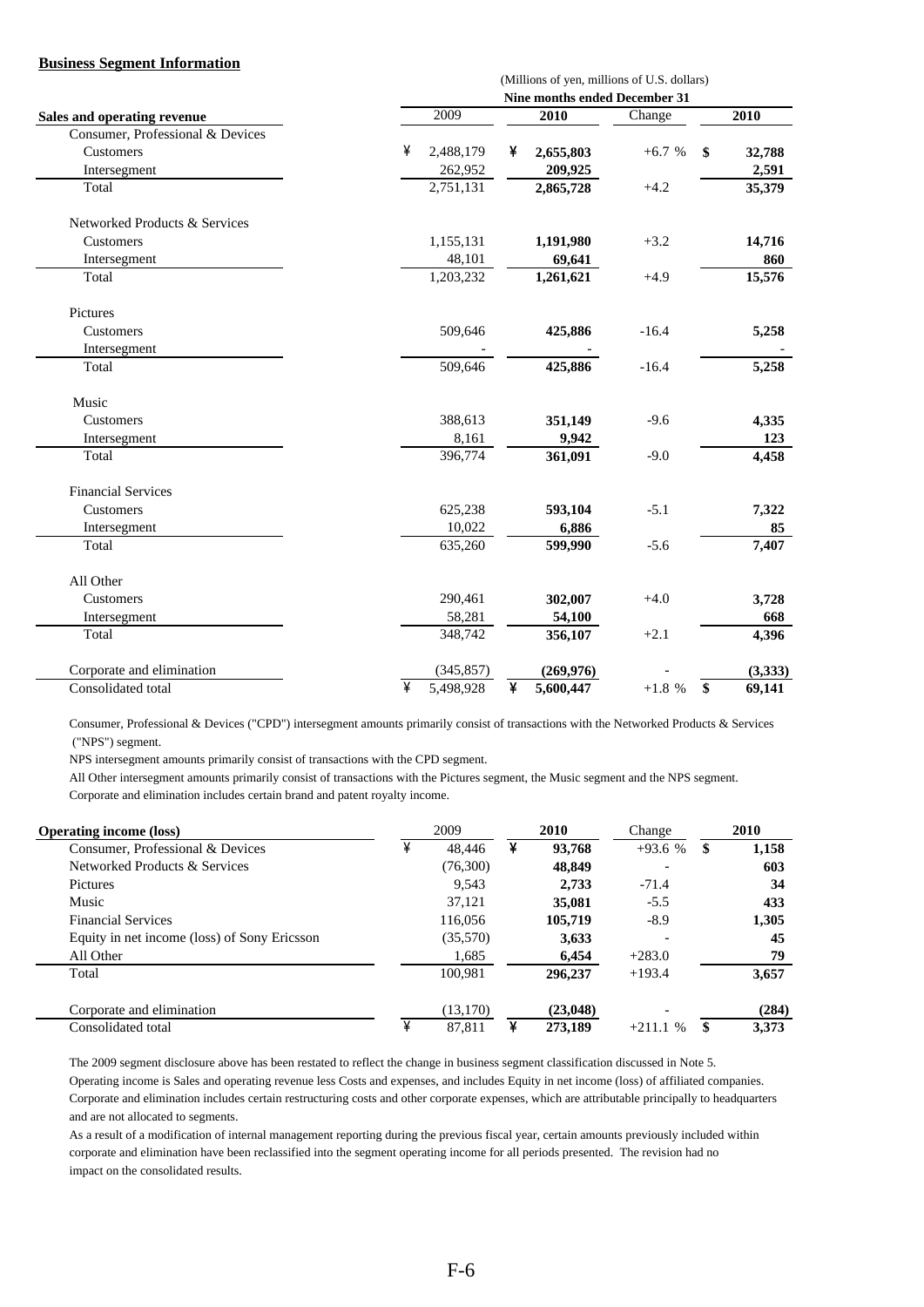**Business Segment Information**

| | (Millions of yen, millions of U.S. dollars) | | | |
|---|---|---|---|---|
| | Nine months ended December 31 | | | |
| **Sales and operating revenue** | 2009 | **2010** | Change | **2010** |
| Consumer, Professional & Devices | | | | |
| Customers | ¥ 2,488,179 | ¥ **2,655,803** | +6.7 % | $ **32,788** |
| Intersegment | 262,952 | **209,925** | | **2,591** |
| Total | 2,751,131 | **2,865,728** | +4.2 | **35,379** |
| Networked Products & Services | | | | |
| Customers | 1,155,131 | **1,191,980** | +3.2 | **14,716** |
| Intersegment | 48,101 | **69,641** | | **860** |
| Total | 1,203,232 | **1,261,621** | +4.9 | **15,576** |
| Pictures | | | | |
| Customers | 509,646 | **425,886** | -16.4 | **5,258** |
| Intersegment | - | **-** | | **-** |
| Total | 509,646 | **425,886** | -16.4 | **5,258** |
| Music | | | | |
| Customers | 388,613 | **351,149** | -9.6 | **4,335** |
| Intersegment | 8,161 | **9,942** | | **123** |
| Total | 396,774 | **361,091** | -9.0 | **4,458** |
| Financial Services | | | | |
| Customers | 625,238 | **593,104** | -5.1 | **7,322** |
| Intersegment | 10,022 | **6,886** | | **85** |
| Total | 635,260 | **599,990** | -5.6 | **7,407** |
| All Other | | | | |
| Customers | 290,461 | **302,007** | +4.0 | **3,728** |
| Intersegment | 58,281 | **54,100** | | **668** |
| Total | 348,742 | **356,107** | +2.1 | **4,396** |
| Corporate and elimination | (345,857) | **(269,976)** | - | **(3,333)** |
| Consolidated total | ¥ 5,498,928 | ¥ **5,600,447** | +1.8 % | $ **69,141** |

Consumer, Professional & Devices ("CPD") intersegment amounts primarily consist of transactions with the Networked Products & Services ("NPS") segment.

NPS intersegment amounts primarily consist of transactions with the CPD segment.

All Other intersegment amounts primarily consist of transactions with the Pictures segment, the Music segment and the NPS segment.

Corporate and elimination includes certain brand and patent royalty income.

| **Operating income (loss)** | 2009 | **2010** | Change | **2010** |
|---|---|---|---|---|
| Consumer, Professional & Devices | ¥ 48,446 | ¥ **93,768** | +93.6 % | $ **1,158** |
| Networked Products & Services | (76,300) | **48,849** | - | **603** |
| Pictures | 9,543 | **2,733** | -71.4 | **34** |
| Music | 37,121 | **35,081** | -5.5 | **433** |
| Financial Services | 116,056 | **105,719** | -8.9 | **1,305** |
| Equity in net income (loss) of Sony Ericsson | (35,570) | **3,633** | - | **45** |
| All Other | 1,685 | **6,454** | +283.0 | **79** |
| Total | 100,981 | **296,237** | +193.4 | **3,657** |
| Corporate and elimination | (13,170) | **(23,048)** | - | **(284)** |
| Consolidated total | ¥ 87,811 | ¥ **273,189** | +211.1 % | $ **3,373** |

The 2009 segment disclosure above has been restated to reflect the change in business segment classification discussed in Note 5.

Operating income is Sales and operating revenue less Costs and expenses, and includes Equity in net income (loss) of affiliated companies.

Corporate and elimination includes certain restructuring costs and other corporate expenses, which are attributable principally to headquarters and are not allocated to segments.

As a result of a modification of internal management reporting during the previous fiscal year, certain amounts previously included within corporate and elimination have been reclassified into the segment operating income for all periods presented. The revision had no impact on the consolidated results.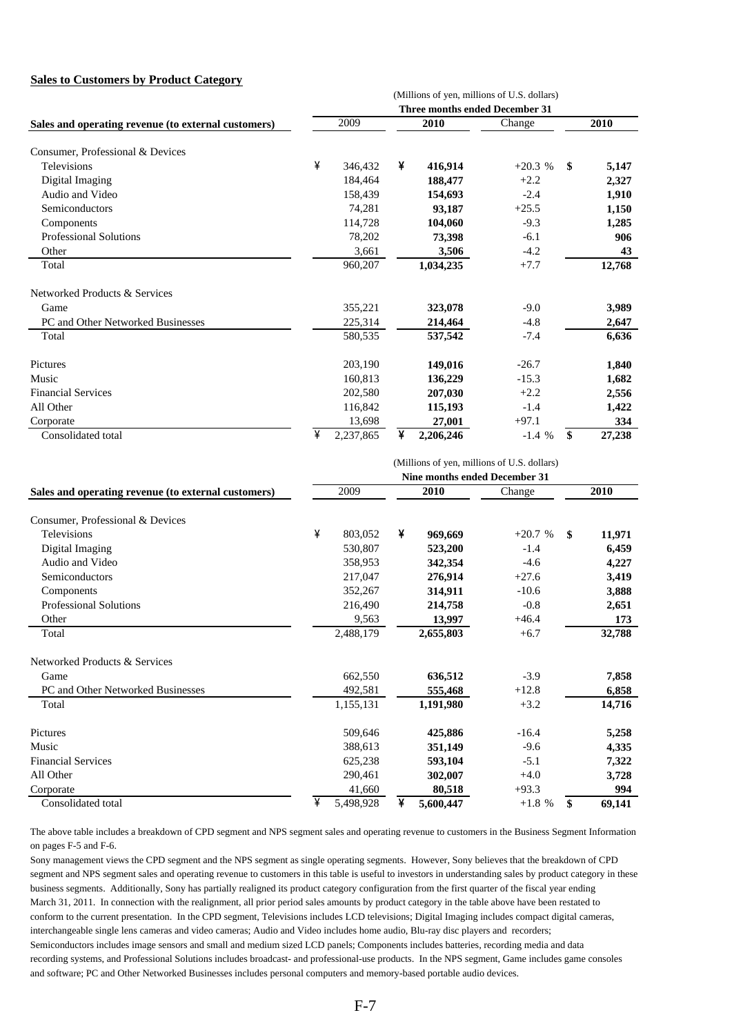**Sales to Customers by Product Category**

| Sales and operating revenue (to external customers) | (Millions of yen, millions of U.S. dollars) Three months ended December 31 | | | |
|---|---|---|---|---|
| | 2009 | **2010** | Change | **2010** |
| Consumer, Professional & Devices | | | | |
| Televisions | ¥ 346,432 | ¥ **416,914** | +20.3 % | $ **5,147** |
| Digital Imaging | 184,464 | **188,477** | +2.2 | **2,327** |
| Audio and Video | 158,439 | **154,693** | -2.4 | **1,910** |
| Semiconductors | 74,281 | **93,187** | +25.5 | **1,150** |
| Components | 114,728 | **104,060** | -9.3 | **1,285** |
| Professional Solutions | 78,202 | **73,398** | -6.1 | **906** |
| Other | 3,661 | **3,506** | -4.2 | **43** |
| Total | 960,207 | **1,034,235** | +7.7 | **12,768** |
| Networked Products & Services | | | | |
| Game | 355,221 | **323,078** | -9.0 | **3,989** |
| PC and Other Networked Businesses | 225,314 | **214,464** | -4.8 | **2,647** |
| Total | 580,535 | **537,542** | -7.4 | **6,636** |
| Pictures | 203,190 | **149,016** | -26.7 | **1,840** |
| Music | 160,813 | **136,229** | -15.3 | **1,682** |
| Financial Services | 202,580 | **207,030** | +2.2 | **2,556** |
| All Other | 116,842 | **115,193** | -1.4 | **1,422** |
| Corporate | 13,698 | **27,001** | +97.1 | **334** |
| Consolidated total | ¥ 2,237,865 | ¥ **2,206,246** | -1.4 % | $ **27,238** |

| Sales and operating revenue (to external customers) | (Millions of yen, millions of U.S. dollars) Nine months ended December 31 | | | |
|---|---|---|---|---|
| | 2009 | **2010** | Change | **2010** |
| Consumer, Professional & Devices | | | | |
| Televisions | ¥ 803,052 | ¥ **969,669** | +20.7 % | $ **11,971** |
| Digital Imaging | 530,807 | **523,200** | -1.4 | **6,459** |
| Audio and Video | 358,953 | **342,354** | -4.6 | **4,227** |
| Semiconductors | 217,047 | **276,914** | +27.6 | **3,419** |
| Components | 352,267 | **314,911** | -10.6 | **3,888** |
| Professional Solutions | 216,490 | **214,758** | -0.8 | **2,651** |
| Other | 9,563 | **13,997** | +46.4 | **173** |
| Total | 2,488,179 | **2,655,803** | +6.7 | **32,788** |
| Networked Products & Services | | | | |
| Game | 662,550 | **636,512** | -3.9 | **7,858** |
| PC and Other Networked Businesses | 492,581 | **555,468** | +12.8 | **6,858** |
| Total | 1,155,131 | **1,191,980** | +3.2 | **14,716** |
| Pictures | 509,646 | **425,886** | -16.4 | **5,258** |
| Music | 388,613 | **351,149** | -9.6 | **4,335** |
| Financial Services | 625,238 | **593,104** | -5.1 | **7,322** |
| All Other | 290,461 | **302,007** | +4.0 | **3,728** |
| Corporate | 41,660 | **80,518** | +93.3 | **994** |
| Consolidated total | ¥ 5,498,928 | ¥ **5,600,447** | +1.8 % | $ **69,141** |

The above table includes a breakdown of CPD segment and NPS segment sales and operating revenue to customers in the Business Segment Information on pages F-5 and F-6.

Sony management views the CPD segment and the NPS segment as single operating segments. However, Sony believes that the breakdown of CPD segment and NPS segment sales and operating revenue to customers in this table is useful to investors in understanding sales by product category in these business segments. Additionally, Sony has partially realigned its product category configuration from the first quarter of the fiscal year ending March 31, 2011. In connection with the realignment, all prior period sales amounts by product category in the table above have been restated to conform to the current presentation. In the CPD segment, Televisions includes LCD televisions; Digital Imaging includes compact digital cameras, interchangeable single lens cameras and video cameras; Audio and Video includes home audio, Blu-ray disc players and recorders; Semiconductors includes image sensors and small and medium sized LCD panels; Components includes batteries, recording media and data recording systems, and Professional Solutions includes broadcast- and professional-use products. In the NPS segment, Game includes game consoles and software; PC and Other Networked Businesses includes personal computers and memory-based portable audio devices.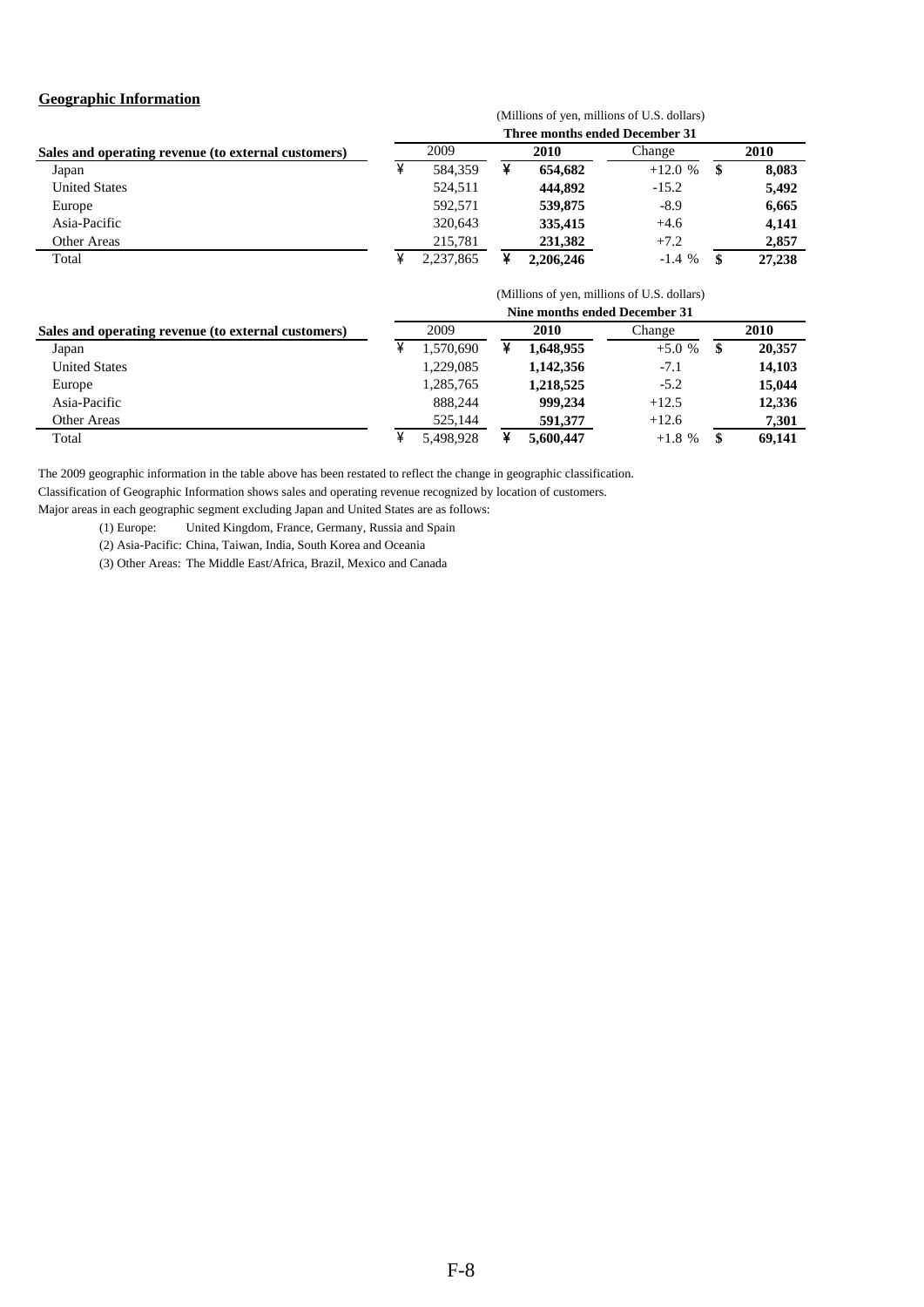## Geographic Information

(Millions of yen, millions of U.S. dollars)

| Sales and operating revenue (to external customers) | Three months ended December 31 | | | |
|---|---|---|---|---|
| | 2009 | **2010** | Change | **2010** |
| Japan | ¥ 584,359 | ¥ **654,682** | +12.0 % | $ **8,083** |
| United States | 524,511 | **444,892** | -15.2 | **5,492** |
| Europe | 592,571 | **539,875** | -8.9 | **6,665** |
| Asia-Pacific | 320,643 | **335,415** | +4.6 | **4,141** |
| Other Areas | 215,781 | **231,382** | +7.2 | **2,857** |
| Total | ¥ 2,237,865 | ¥ **2,206,246** | -1.4 % | $ **27,238** |

(Millions of yen, millions of U.S. dollars)

| Sales and operating revenue (to external customers) | Nine months ended December 31 | | | |
|---|---|---|---|---|
| | 2009 | **2010** | Change | **2010** |
| Japan | ¥ 1,570,690 | ¥ **1,648,955** | +5.0 % | $ **20,357** |
| United States | 1,229,085 | **1,142,356** | -7.1 | **14,103** |
| Europe | 1,285,765 | **1,218,525** | -5.2 | **15,044** |
| Asia-Pacific | 888,244 | **999,234** | +12.5 | **12,336** |
| Other Areas | 525,144 | **591,377** | +12.6 | **7,301** |
| Total | ¥ 5,498,928 | ¥ **5,600,447** | +1.8 % | $ **69,141** |

The 2009 geographic information in the table above has been restated to reflect the change in geographic classification.

Classification of Geographic Information shows sales and operating revenue recognized by location of customers.

Major areas in each geographic segment excluding Japan and United States are as follows:

(1) Europe: United Kingdom, France, Germany, Russia and Spain

(2) Asia-Pacific: China, Taiwan, India, South Korea and Oceania

(3) Other Areas: The Middle East/Africa, Brazil, Mexico and Canada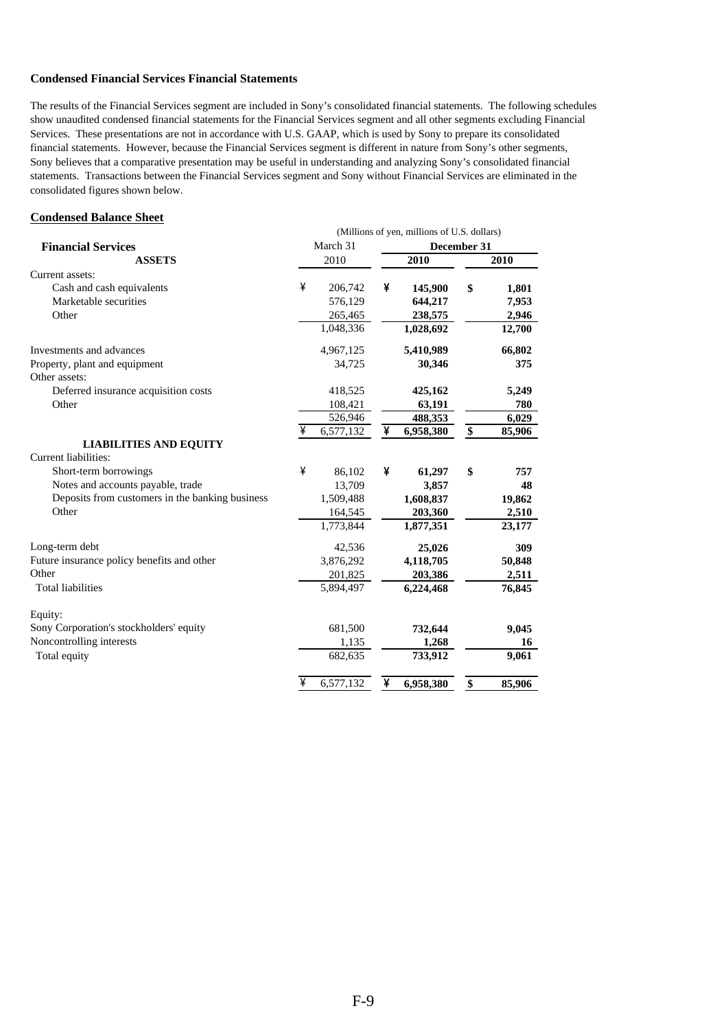**Condensed Financial Services Financial Statements**

The results of the Financial Services segment are included in Sony's consolidated financial statements. The following schedules show unaudited condensed financial statements for the Financial Services segment and all other segments excluding Financial Services. These presentations are not in accordance with U.S. GAAP, which is used by Sony to prepare its consolidated financial statements. However, because the Financial Services segment is different in nature from Sony's other segments, Sony believes that a comparative presentation may be useful in understanding and analyzing Sony's consolidated financial statements. Transactions between the Financial Services segment and Sony without Financial Services are eliminated in the consolidated figures shown below.

**Condensed Balance Sheet**

| | (Millions of yen, millions of U.S. dollars) | | |
|---|---|---|---|
| **Financial Services** | March 31 | **December 31** | |
| **ASSETS** | 2010 | **2010** | **2010** |
| Current assets: | | | |
| Cash and cash equivalents | ¥ 206,742 | ¥ **145,900** | $ **1,801** |
| Marketable securities | 576,129 | **644,217** | **7,953** |
| Other | 265,465 | **238,575** | **2,946** |
| | 1,048,336 | **1,028,692** | **12,700** |
| Investments and advances | 4,967,125 | **5,410,989** | **66,802** |
| Property, plant and equipment | 34,725 | **30,346** | **375** |
| Other assets: | | | |
| Deferred insurance acquisition costs | 418,525 | **425,162** | **5,249** |
| Other | 108,421 | **63,191** | **780** |
| | 526,946 | **488,353** | **6,029** |
| | ¥ 6,577,132 | ¥ **6,958,380** | $ **85,906** |
| **LIABILITIES AND EQUITY** | | | |
| Current liabilities: | | | |
| Short-term borrowings | ¥ 86,102 | ¥ **61,297** | $ **757** |
| Notes and accounts payable, trade | 13,709 | **3,857** | **48** |
| Deposits from customers in the banking business | 1,509,488 | **1,608,837** | **19,862** |
| Other | 164,545 | **203,360** | **2,510** |
| | 1,773,844 | **1,877,351** | **23,177** |
| Long-term debt | 42,536 | **25,026** | **309** |
| Future insurance policy benefits and other | 3,876,292 | **4,118,705** | **50,848** |
| Other | 201,825 | **203,386** | **2,511** |
| Total liabilities | 5,894,497 | **6,224,468** | **76,845** |
| Equity: | | | |
| Sony Corporation's stockholders' equity | 681,500 | **732,644** | **9,045** |
| Noncontrolling interests | 1,135 | **1,268** | **16** |
| Total equity | 682,635 | **733,912** | **9,061** |
| | ¥ 6,577,132 | ¥ **6,958,380** | $ **85,906** |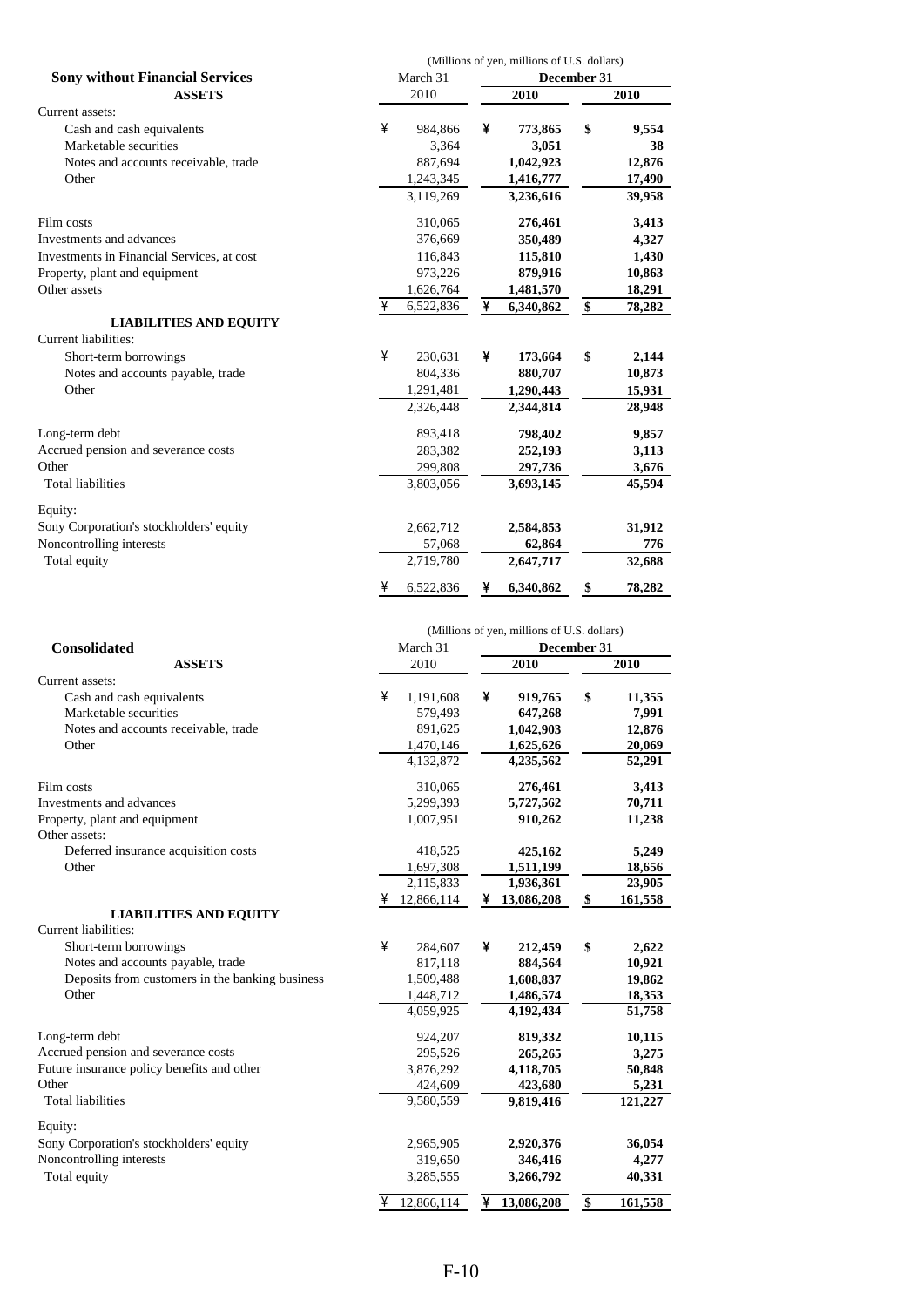(Millions of yen, millions of U.S. dollars)

| **Sony without Financial Services** | March 31 | December 31 | |
|---|---|---|---|
| **ASSETS** | 2010 | **2010** | **2010** |
| Current assets: | | | |
| Cash and cash equivalents | ¥ 984,866 | ¥ **773,865** | $ **9,554** |
| Marketable securities | 3,364 | **3,051** | **38** |
| Notes and accounts receivable, trade | 887,694 | **1,042,923** | **12,876** |
| Other | 1,243,345 | **1,416,777** | **17,490** |
| | 3,119,269 | **3,236,616** | **39,958** |
| Film costs | 310,065 | **276,461** | **3,413** |
| Investments and advances | 376,669 | **350,489** | **4,327** |
| Investments in Financial Services, at cost | 116,843 | **115,810** | **1,430** |
| Property, plant and equipment | 973,226 | **879,916** | **10,863** |
| Other assets | 1,626,764 | **1,481,570** | **18,291** |
| | ¥ 6,522,836 | ¥ **6,340,862** | $ **78,282** |
| **LIABILITIES AND EQUITY** | | | |
| Current liabilities: | | | |
| Short-term borrowings | ¥ 230,631 | ¥ **173,664** | $ **2,144** |
| Notes and accounts payable, trade | 804,336 | **880,707** | **10,873** |
| Other | 1,291,481 | **1,290,443** | **15,931** |
| | 2,326,448 | **2,344,814** | **28,948** |
| Long-term debt | 893,418 | **798,402** | **9,857** |
| Accrued pension and severance costs | 283,382 | **252,193** | **3,113** |
| Other | 299,808 | **297,736** | **3,676** |
| Total liabilities | 3,803,056 | **3,693,145** | **45,594** |
| Equity: | | | |
| Sony Corporation's stockholders' equity | 2,662,712 | **2,584,853** | **31,912** |
| Noncontrolling interests | 57,068 | **62,864** | **776** |
| Total equity | 2,719,780 | **2,647,717** | **32,688** |
| | ¥ 6,522,836 | ¥ **6,340,862** | $ **78,282** |

(Millions of yen, millions of U.S. dollars)

| **Consolidated** | March 31 | December 31 | |
|---|---|---|---|
| **ASSETS** | 2010 | **2010** | **2010** |
| Current assets: | | | |
| Cash and cash equivalents | ¥ 1,191,608 | ¥ **919,765** | $ **11,355** |
| Marketable securities | 579,493 | **647,268** | **7,991** |
| Notes and accounts receivable, trade | 891,625 | **1,042,903** | **12,876** |
| Other | 1,470,146 | **1,625,626** | **20,069** |
| | 4,132,872 | **4,235,562** | **52,291** |
| Film costs | 310,065 | **276,461** | **3,413** |
| Investments and advances | 5,299,393 | **5,727,562** | **70,711** |
| Property, plant and equipment | 1,007,951 | **910,262** | **11,238** |
| Other assets: | | | |
| Deferred insurance acquisition costs | 418,525 | **425,162** | **5,249** |
| Other | 1,697,308 | **1,511,199** | **18,656** |
| | 2,115,833 | **1,936,361** | **23,905** |
| | ¥ 12,866,114 | ¥ **13,086,208** | $ **161,558** |
| **LIABILITIES AND EQUITY** | | | |
| Current liabilities: | | | |
| Short-term borrowings | ¥ 284,607 | ¥ **212,459** | $ **2,622** |
| Notes and accounts payable, trade | 817,118 | **884,564** | **10,921** |
| Deposits from customers in the banking business | 1,509,488 | **1,608,837** | **19,862** |
| Other | 1,448,712 | **1,486,574** | **18,353** |
| | 4,059,925 | **4,192,434** | **51,758** |
| Long-term debt | 924,207 | **819,332** | **10,115** |
| Accrued pension and severance costs | 295,526 | **265,265** | **3,275** |
| Future insurance policy benefits and other | 3,876,292 | **4,118,705** | **50,848** |
| Other | 424,609 | **423,680** | **5,231** |
| Total liabilities | 9,580,559 | **9,819,416** | **121,227** |
| Equity: | | | |
| Sony Corporation's stockholders' equity | 2,965,905 | **2,920,376** | **36,054** |
| Noncontrolling interests | 319,650 | **346,416** | **4,277** |
| Total equity | 3,285,555 | **3,266,792** | **40,331** |
| | ¥ 12,866,114 | ¥ **13,086,208** | $ **161,558** |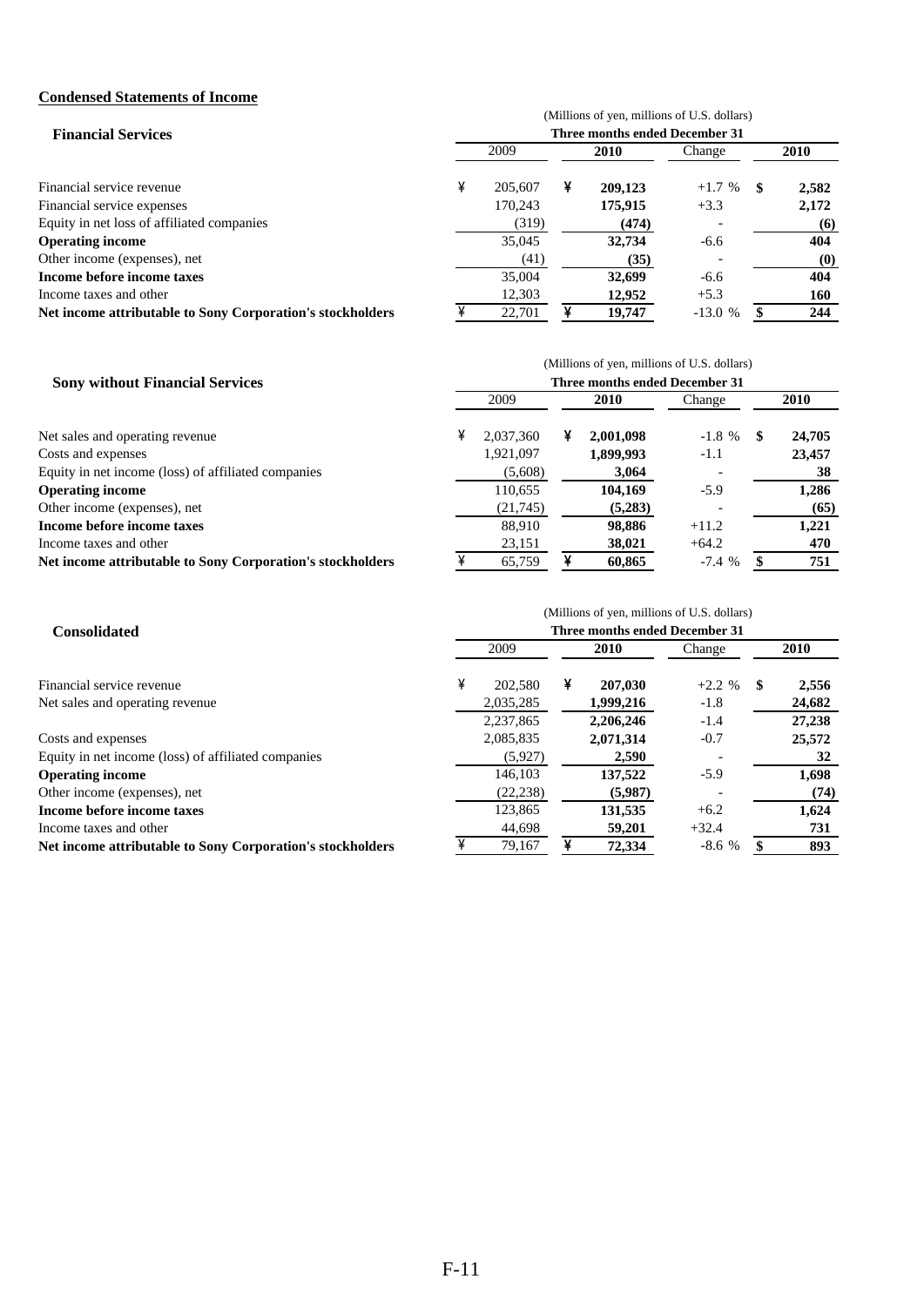## Condensed Statements of Income

### Financial Services

(Millions of yen, millions of U.S. dollars)

| | Three months ended December 31 | | | |
|---|---|---|---|---|
| | 2009 | 2010 | Change | 2010 |
| Financial service revenue | ¥ 205,607 | ¥ **209,123** | +1.7 % | $ **2,582** |
| Financial service expenses | 170,243 | **175,915** | +3.3 | **2,172** |
| Equity in net loss of affiliated companies | (319) | **(474)** | - | **(6)** |
| **Operating income** | 35,045 | **32,734** | -6.6 | **404** |
| Other income (expenses), net | (41) | **(35)** | - | **(0)** |
| **Income before income taxes** | 35,004 | **32,699** | -6.6 | **404** |
| Income taxes and other | 12,303 | **12,952** | +5.3 | **160** |
| **Net income attributable to Sony Corporation's stockholders** | ¥ 22,701 | ¥ **19,747** | -13.0 % | $ **244** |

### Sony without Financial Services

(Millions of yen, millions of U.S. dollars)

| | Three months ended December 31 | | | |
|---|---|---|---|---|
| | 2009 | 2010 | Change | 2010 |
| Net sales and operating revenue | ¥ 2,037,360 | ¥ **2,001,098** | -1.8 % | $ **24,705** |
| Costs and expenses | 1,921,097 | **1,899,993** | -1.1 | **23,457** |
| Equity in net income (loss) of affiliated companies | (5,608) | **3,064** | - | **38** |
| **Operating income** | 110,655 | **104,169** | -5.9 | **1,286** |
| Other income (expenses), net | (21,745) | **(5,283)** | - | **(65)** |
| **Income before income taxes** | 88,910 | **98,886** | +11.2 | **1,221** |
| Income taxes and other | 23,151 | **38,021** | +64.2 | **470** |
| **Net income attributable to Sony Corporation's stockholders** | ¥ 65,759 | ¥ **60,865** | -7.4 % | $ **751** |

### Consolidated

(Millions of yen, millions of U.S. dollars)

| | Three months ended December 31 | | | |
|---|---|---|---|---|
| | 2009 | 2010 | Change | 2010 |
| Financial service revenue | ¥ 202,580 | ¥ **207,030** | +2.2 % | $ **2,556** |
| Net sales and operating revenue | 2,035,285 | **1,999,216** | -1.8 | **24,682** |
| | 2,237,865 | **2,206,246** | -1.4 | **27,238** |
| Costs and expenses | 2,085,835 | **2,071,314** | -0.7 | **25,572** |
| Equity in net income (loss) of affiliated companies | (5,927) | **2,590** | - | **32** |
| **Operating income** | 146,103 | **137,522** | -5.9 | **1,698** |
| Other income (expenses), net | (22,238) | **(5,987)** | - | **(74)** |
| **Income before income taxes** | 123,865 | **131,535** | +6.2 | **1,624** |
| Income taxes and other | 44,698 | **59,201** | +32.4 | **731** |
| **Net income attributable to Sony Corporation's stockholders** | ¥ 79,167 | ¥ **72,334** | -8.6 % | $ **893** |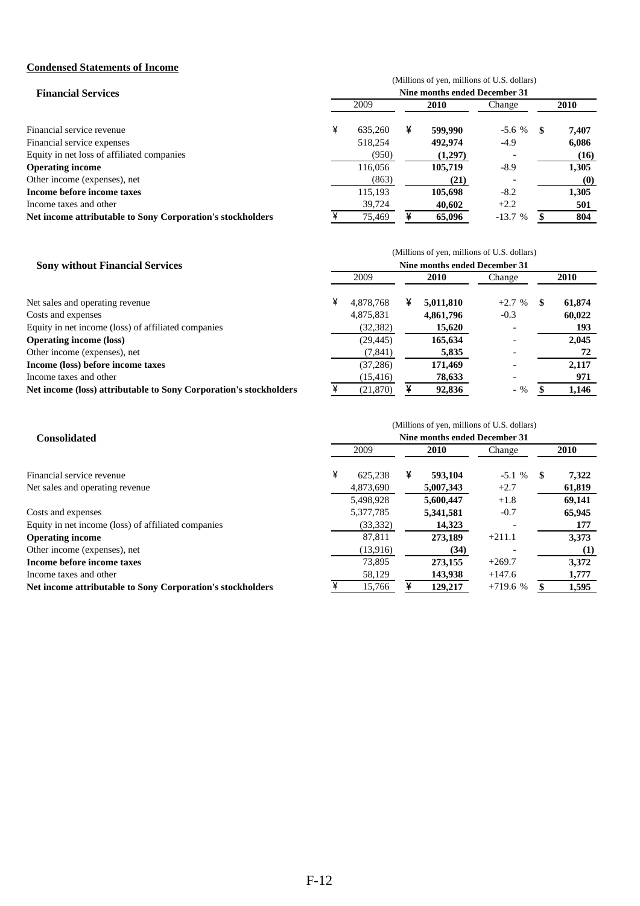## Condensed Statements of Income

| Financial Services | (Millions of yen, millions of U.S. dollars) | | | |
|---|---|---|---|---|
| | Nine months ended December 31 | | | |
| | 2009 | **2010** | Change | **2010** |
| Financial service revenue | ¥ 635,260 | ¥ **599,990** | -5.6 % | $ **7,407** |
| Financial service expenses | 518,254 | **492,974** | -4.9 | **6,086** |
| Equity in net loss of affiliated companies | (950) | **(1,297)** | - | **(16)** |
| **Operating income** | 116,056 | **105,719** | -8.9 | **1,305** |
| Other income (expenses), net | (863) | **(21)** | - | **(0)** |
| **Income before income taxes** | 115,193 | **105,698** | -8.2 | **1,305** |
| Income taxes and other | 39,724 | **40,602** | +2.2 | **501** |
| **Net income attributable to Sony Corporation's stockholders** | ¥ 75,469 | ¥ **65,096** | -13.7 % | $ **804** |

| Sony without Financial Services | (Millions of yen, millions of U.S. dollars) | | | |
|---|---|---|---|---|
| | Nine months ended December 31 | | | |
| | 2009 | **2010** | Change | **2010** |
| Net sales and operating revenue | ¥ 4,878,768 | ¥ **5,011,810** | +2.7 % | $ **61,874** |
| Costs and expenses | 4,875,831 | **4,861,796** | -0.3 | **60,022** |
| Equity in net income (loss) of affiliated companies | (32,382) | **15,620** | - | **193** |
| **Operating income (loss)** | (29,445) | **165,634** | - | **2,045** |
| Other income (expenses), net | (7,841) | **5,835** | - | **72** |
| **Income (loss) before income taxes** | (37,286) | **171,469** | - | **2,117** |
| Income taxes and other | (15,416) | **78,633** | - | **971** |
| **Net income (loss) attributable to Sony Corporation's stockholders** | ¥ (21,870) | ¥ **92,836** | - % | $ **1,146** |

| Consolidated | (Millions of yen, millions of U.S. dollars) | | | |
|---|---|---|---|---|
| | Nine months ended December 31 | | | |
| | 2009 | **2010** | Change | **2010** |
| Financial service revenue | ¥ 625,238 | ¥ **593,104** | -5.1 % | $ **7,322** |
| Net sales and operating revenue | 4,873,690 | **5,007,343** | +2.7 | **61,819** |
| | 5,498,928 | **5,600,447** | +1.8 | **69,141** |
| Costs and expenses | 5,377,785 | **5,341,581** | -0.7 | **65,945** |
| Equity in net income (loss) of affiliated companies | (33,332) | **14,323** | - | **177** |
| **Operating income** | 87,811 | **273,189** | +211.1 | **3,373** |
| Other income (expenses), net | (13,916) | **(34)** | - | **(1)** |
| **Income before income taxes** | 73,895 | **273,155** | +269.7 | **3,372** |
| Income taxes and other | 58,129 | **143,938** | +147.6 | **1,777** |
| **Net income attributable to Sony Corporation's stockholders** | ¥ 15,766 | ¥ **129,217** | +719.6 % | $ **1,595** |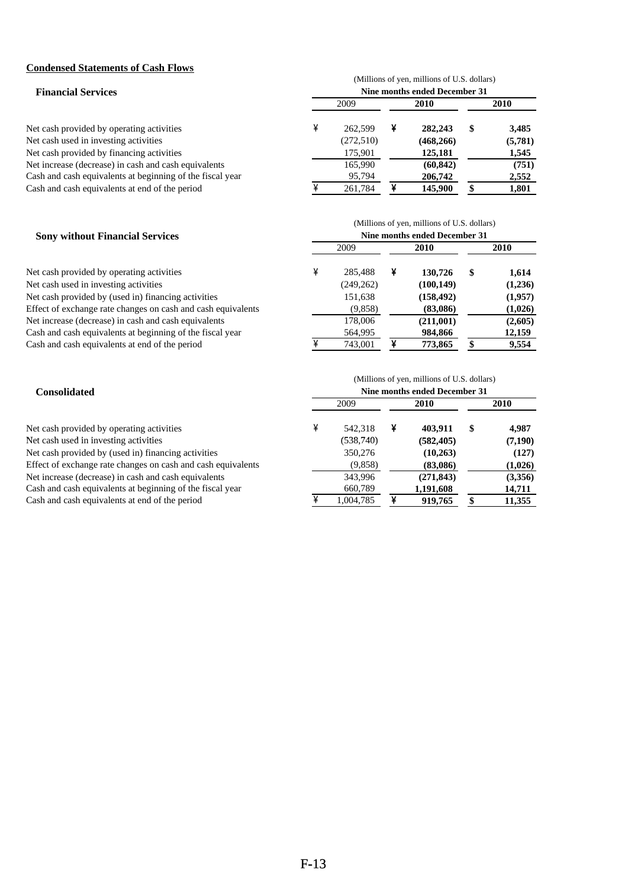**Condensed Statements of Cash Flows**

### Financial Services

| | (Millions of yen, millions of U.S. dollars) | | |
|---|---|---|---|
| | Nine months ended December 31 | | |
| | 2009 | **2010** | **2010** |
| Net cash provided by operating activities | ¥ 262,599 | ¥ **282,243** | $ **3,485** |
| Net cash used in investing activities | (272,510) | **(468,266)** | **(5,781)** |
| Net cash provided by financing activities | 175,901 | **125,181** | **1,545** |
| Net increase (decrease) in cash and cash equivalents | 165,990 | **(60,842)** | **(751)** |
| Cash and cash equivalents at beginning of the fiscal year | 95,794 | **206,742** | **2,552** |
| Cash and cash equivalents at end of the period | ¥ 261,784 | ¥ **145,900** | $ **1,801** |

### Sony without Financial Services

| | (Millions of yen, millions of U.S. dollars) | | |
|---|---|---|---|
| | Nine months ended December 31 | | |
| | 2009 | **2010** | **2010** |
| Net cash provided by operating activities | ¥ 285,488 | ¥ **130,726** | $ **1,614** |
| Net cash used in investing activities | (249,262) | **(100,149)** | **(1,236)** |
| Net cash provided by (used in) financing activities | 151,638 | **(158,492)** | **(1,957)** |
| Effect of exchange rate changes on cash and cash equivalents | (9,858) | **(83,086)** | **(1,026)** |
| Net increase (decrease) in cash and cash equivalents | 178,006 | **(211,001)** | **(2,605)** |
| Cash and cash equivalents at beginning of the fiscal year | 564,995 | **984,866** | **12,159** |
| Cash and cash equivalents at end of the period | ¥ 743,001 | ¥ **773,865** | $ **9,554** |

### Consolidated

| | (Millions of yen, millions of U.S. dollars) | | |
|---|---|---|---|
| | Nine months ended December 31 | | |
| | 2009 | **2010** | **2010** |
| Net cash provided by operating activities | ¥ 542,318 | ¥ **403,911** | $ **4,987** |
| Net cash used in investing activities | (538,740) | **(582,405)** | **(7,190)** |
| Net cash provided by (used in) financing activities | 350,276 | **(10,263)** | **(127)** |
| Effect of exchange rate changes on cash and cash equivalents | (9,858) | **(83,086)** | **(1,026)** |
| Net increase (decrease) in cash and cash equivalents | 343,996 | **(271,843)** | **(3,356)** |
| Cash and cash equivalents at beginning of the fiscal year | 660,789 | **1,191,608** | **14,711** |
| Cash and cash equivalents at end of the period | ¥ 1,004,785 | ¥ **919,765** | $ **11,355** |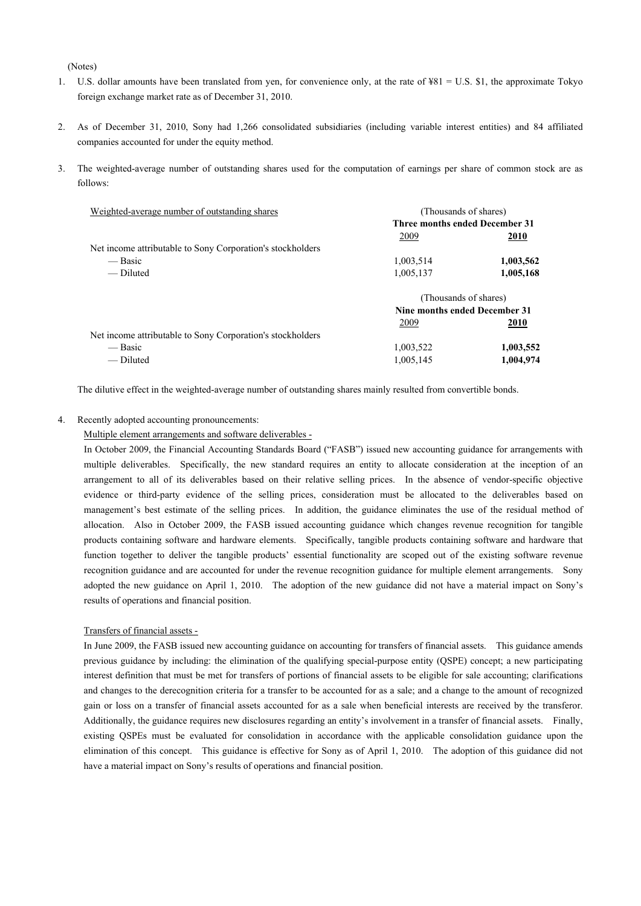(Notes)

1. U.S. dollar amounts have been translated from yen, for convenience only, at the rate of ¥81 = U.S. $1, the approximate Tokyo foreign exchange market rate as of December 31, 2010.

2. As of December 31, 2010, Sony had 1,266 consolidated subsidiaries (including variable interest entities) and 84 affiliated companies accounted for under the equity method.

3. The weighted-average number of outstanding shares used for the computation of earnings per share of common stock are as follows:

| Weighted-average number of outstanding shares | (Thousands of shares) Three months ended December 31 | |
|---|---|---|
| | 2009 | **2010** |
| Net income attributable to Sony Corporation's stockholders | | |
| — Basic | 1,003,514 | **1,003,562** |
| — Diluted | 1,005,137 | **1,005,168** |

| | (Thousands of shares) Nine months ended December 31 | |
|---|---|---|
| | 2009 | **2010** |
| Net income attributable to Sony Corporation's stockholders | | |
| — Basic | 1,003,522 | **1,003,552** |
| — Diluted | 1,005,145 | **1,004,974** |

The dilutive effect in the weighted-average number of outstanding shares mainly resulted from convertible bonds.

4. Recently adopted accounting pronouncements:

Multiple element arrangements and software deliverables -

In October 2009, the Financial Accounting Standards Board ("FASB") issued new accounting guidance for arrangements with multiple deliverables. Specifically, the new standard requires an entity to allocate consideration at the inception of an arrangement to all of its deliverables based on their relative selling prices. In the absence of vendor-specific objective evidence or third-party evidence of the selling prices, consideration must be allocated to the deliverables based on management's best estimate of the selling prices. In addition, the guidance eliminates the use of the residual method of allocation. Also in October 2009, the FASB issued accounting guidance which changes revenue recognition for tangible products containing software and hardware elements. Specifically, tangible products containing software and hardware that function together to deliver the tangible products' essential functionality are scoped out of the existing software revenue recognition guidance and are accounted for under the revenue recognition guidance for multiple element arrangements. Sony adopted the new guidance on April 1, 2010. The adoption of the new guidance did not have a material impact on Sony's results of operations and financial position.

Transfers of financial assets -

In June 2009, the FASB issued new accounting guidance on accounting for transfers of financial assets. This guidance amends previous guidance by including: the elimination of the qualifying special-purpose entity (QSPE) concept; a new participating interest definition that must be met for transfers of portions of financial assets to be eligible for sale accounting; clarifications and changes to the derecognition criteria for a transfer to be accounted for as a sale; and a change to the amount of recognized gain or loss on a transfer of financial assets accounted for as a sale when beneficial interests are received by the transferor. Additionally, the guidance requires new disclosures regarding an entity's involvement in a transfer of financial assets. Finally, existing QSPEs must be evaluated for consolidation in accordance with the applicable consolidation guidance upon the elimination of this concept. This guidance is effective for Sony as of April 1, 2010. The adoption of this guidance did not have a material impact on Sony's results of operations and financial position.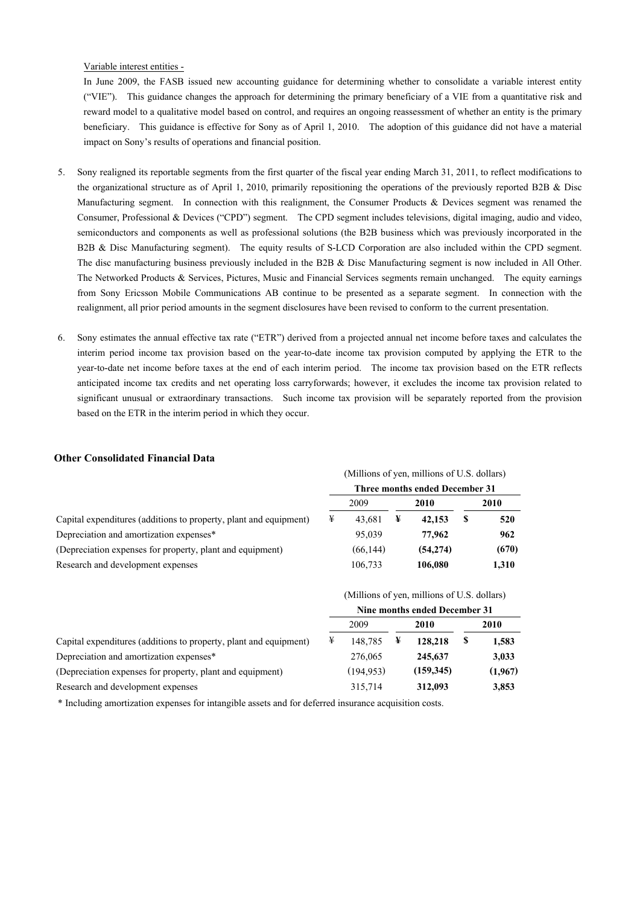Variable interest entities -

In June 2009, the FASB issued new accounting guidance for determining whether to consolidate a variable interest entity ("VIE"). This guidance changes the approach for determining the primary beneficiary of a VIE from a quantitative risk and reward model to a qualitative model based on control, and requires an ongoing reassessment of whether an entity is the primary beneficiary. This guidance is effective for Sony as of April 1, 2010. The adoption of this guidance did not have a material impact on Sony's results of operations and financial position.

5. Sony realigned its reportable segments from the first quarter of the fiscal year ending March 31, 2011, to reflect modifications to the organizational structure as of April 1, 2010, primarily repositioning the operations of the previously reported B2B & Disc Manufacturing segment. In connection with this realignment, the Consumer Products & Devices segment was renamed the Consumer, Professional & Devices ("CPD") segment. The CPD segment includes televisions, digital imaging, audio and video, semiconductors and components as well as professional solutions (the B2B business which was previously incorporated in the B2B & Disc Manufacturing segment). The equity results of S-LCD Corporation are also included within the CPD segment. The disc manufacturing business previously included in the B2B & Disc Manufacturing segment is now included in All Other. The Networked Products & Services, Pictures, Music and Financial Services segments remain unchanged. The equity earnings from Sony Ericsson Mobile Communications AB continue to be presented as a separate segment. In connection with the realignment, all prior period amounts in the segment disclosures have been revised to conform to the current presentation.

6. Sony estimates the annual effective tax rate ("ETR") derived from a projected annual net income before taxes and calculates the interim period income tax provision based on the year-to-date income tax provision computed by applying the ETR to the year-to-date net income before taxes at the end of each interim period. The income tax provision based on the ETR reflects anticipated income tax credits and net operating loss carryforwards; however, it excludes the income tax provision related to significant unusual or extraordinary transactions. Such income tax provision will be separately reported from the provision based on the ETR in the interim period in which they occur.

**Other Consolidated Financial Data**

| | (Millions of yen, millions of U.S. dollars) | | |
|---|---|---|---|
| | **Three months ended December 31** | | |
| | 2009 | **2010** | **2010** |
| Capital expenditures (additions to property, plant and equipment) | ¥ 43,681 | ¥ **42,153** | $ **520** |
| Depreciation and amortization expenses* | 95,039 | **77,962** | **962** |
| (Depreciation expenses for property, plant and equipment) | (66,144) | **(54,274)** | **(670)** |
| Research and development expenses | 106,733 | **106,080** | **1,310** |

| | (Millions of yen, millions of U.S. dollars) | | |
|---|---|---|---|
| | **Nine months ended December 31** | | |
| | 2009 | **2010** | **2010** |
| Capital expenditures (additions to property, plant and equipment) | ¥ 148,785 | ¥ **128,218** | $ **1,583** |
| Depreciation and amortization expenses* | 276,065 | **245,637** | **3,033** |
| (Depreciation expenses for property, plant and equipment) | (194,953) | **(159,345)** | **(1,967)** |
| Research and development expenses | 315,714 | **312,093** | **3,853** |

* Including amortization expenses for intangible assets and for deferred insurance acquisition costs.